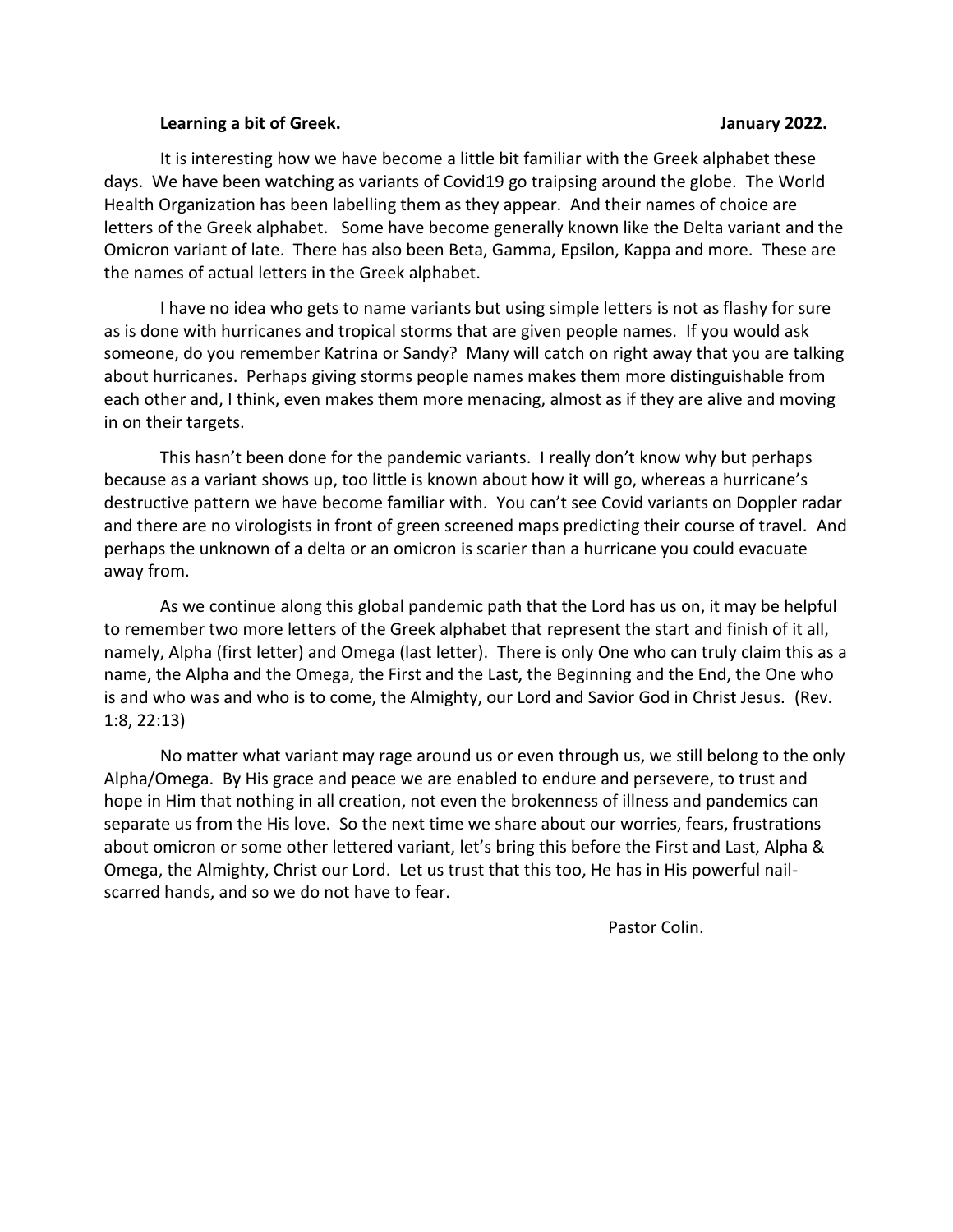**Learning a bit of Greek.** **January 2022.**

It is interesting how we have become a little bit familiar with the Greek alphabet these days. We have been watching as variants of Covid19 go traipsing around the globe. The World Health Organization has been labelling them as they appear. And their names of choice are letters of the Greek alphabet. Some have become generally known like the Delta variant and the Omicron variant of late. There has also been Beta, Gamma, Epsilon, Kappa and more. These are the names of actual letters in the Greek alphabet.

I have no idea who gets to name variants but using simple letters is not as flashy for sure as is done with hurricanes and tropical storms that are given people names. If you would ask someone, do you remember Katrina or Sandy? Many will catch on right away that you are talking about hurricanes. Perhaps giving storms people names makes them more distinguishable from each other and, I think, even makes them more menacing, almost as if they are alive and moving in on their targets.

This hasn't been done for the pandemic variants. I really don't know why but perhaps because as a variant shows up, too little is known about how it will go, whereas a hurricane's destructive pattern we have become familiar with. You can't see Covid variants on Doppler radar and there are no virologists in front of green screened maps predicting their course of travel. And perhaps the unknown of a delta or an omicron is scarier than a hurricane you could evacuate away from.

As we continue along this global pandemic path that the Lord has us on, it may be helpful to remember two more letters of the Greek alphabet that represent the start and finish of it all, namely, Alpha (first letter) and Omega (last letter). There is only One who can truly claim this as a name, the Alpha and the Omega, the First and the Last, the Beginning and the End, the One who is and who was and who is to come, the Almighty, our Lord and Savior God in Christ Jesus. (Rev. 1:8, 22:13)

No matter what variant may rage around us or even through us, we still belong to the only Alpha/Omega. By His grace and peace we are enabled to endure and persevere, to trust and hope in Him that nothing in all creation, not even the brokenness of illness and pandemics can separate us from the His love. So the next time we share about our worries, fears, frustrations about omicron or some other lettered variant, let's bring this before the First and Last, Alpha & Omega, the Almighty, Christ our Lord. Let us trust that this too, He has in His powerful nail-scarred hands, and so we do not have to fear.

Pastor Colin.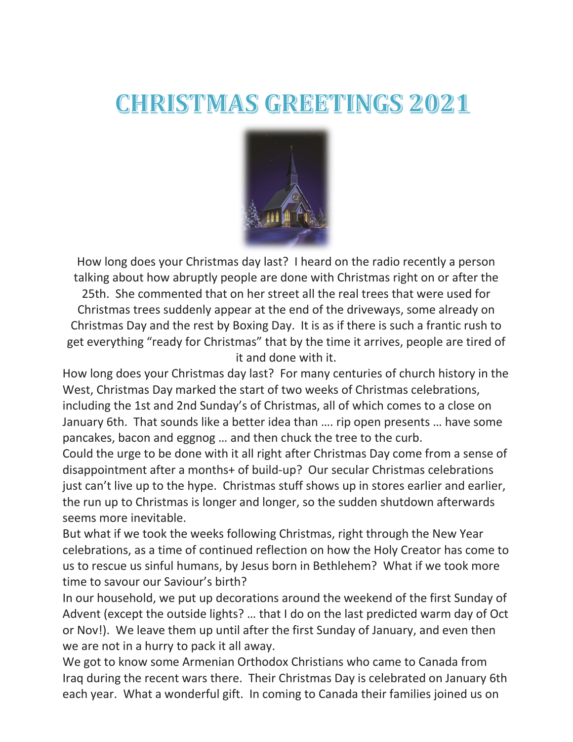# CHRISTMAS GREETINGS 2021

How long does your Christmas day last? I heard on the radio recently a person talking about how abruptly people are done with Christmas right on or after the 25th. She commented that on her street all the real trees that were used for Christmas trees suddenly appear at the end of the driveways, some already on Christmas Day and the rest by Boxing Day. It is as if there is such a frantic rush to get everything "ready for Christmas" that by the time it arrives, people are tired of it and done with it.

How long does your Christmas day last? For many centuries of church history in the West, Christmas Day marked the start of two weeks of Christmas celebrations, including the 1st and 2nd Sunday's of Christmas, all of which comes to a close on January 6th. That sounds like a better idea than …. rip open presents … have some pancakes, bacon and eggnog … and then chuck the tree to the curb.

Could the urge to be done with it all right after Christmas Day come from a sense of disappointment after a months+ of build-up? Our secular Christmas celebrations just can't live up to the hype. Christmas stuff shows up in stores earlier and earlier, the run up to Christmas is longer and longer, so the sudden shutdown afterwards seems more inevitable.

But what if we took the weeks following Christmas, right through the New Year celebrations, as a time of continued reflection on how the Holy Creator has come to us to rescue us sinful humans, by Jesus born in Bethlehem? What if we took more time to savour our Saviour's birth?

In our household, we put up decorations around the weekend of the first Sunday of Advent (except the outside lights? … that I do on the last predicted warm day of Oct or Nov!). We leave them up until after the first Sunday of January, and even then we are not in a hurry to pack it all away.

We got to know some Armenian Orthodox Christians who came to Canada from Iraq during the recent wars there. Their Christmas Day is celebrated on January 6th each year. What a wonderful gift. In coming to Canada their families joined us on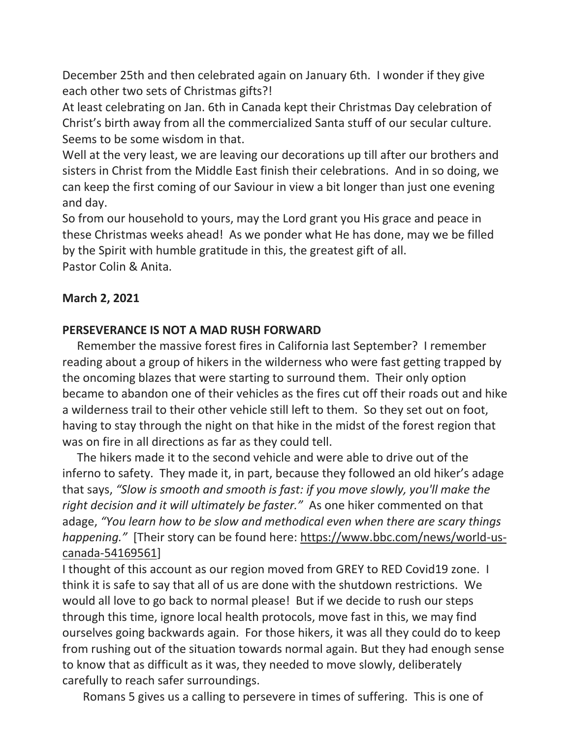December 25th and then celebrated again on January 6th. I wonder if they give each other two sets of Christmas gifts?!

At least celebrating on Jan. 6th in Canada kept their Christmas Day celebration of Christ's birth away from all the commercialized Santa stuff of our secular culture. Seems to be some wisdom in that.

Well at the very least, we are leaving our decorations up till after our brothers and sisters in Christ from the Middle East finish their celebrations. And in so doing, we can keep the first coming of our Saviour in view a bit longer than just one evening and day.

So from our household to yours, may the Lord grant you His grace and peace in these Christmas weeks ahead! As we ponder what He has done, may we be filled by the Spirit with humble gratitude in this, the greatest gift of all.

Pastor Colin & Anita.

**March 2, 2021**

**PERSEVERANCE IS NOT A MAD RUSH FORWARD**

Remember the massive forest fires in California last September? I remember reading about a group of hikers in the wilderness who were fast getting trapped by the oncoming blazes that were starting to surround them. Their only option became to abandon one of their vehicles as the fires cut off their roads out and hike a wilderness trail to their other vehicle still left to them. So they set out on foot, having to stay through the night on that hike in the midst of the forest region that was on fire in all directions as far as they could tell.

The hikers made it to the second vehicle and were able to drive out of the inferno to safety. They made it, in part, because they followed an old hiker's adage that says, *"Slow is smooth and smooth is fast: if you move slowly, you'll make the right decision and it will ultimately be faster."* As one hiker commented on that adage, *"You learn how to be slow and methodical even when there are scary things happening."* [Their story can be found here: https://www.bbc.com/news/world-us-canada-54169561]

I thought of this account as our region moved from GREY to RED Covid19 zone. I think it is safe to say that all of us are done with the shutdown restrictions. We would all love to go back to normal please! But if we decide to rush our steps through this time, ignore local health protocols, move fast in this, we may find ourselves going backwards again. For those hikers, it was all they could do to keep from rushing out of the situation towards normal again. But they had enough sense to know that as difficult as it was, they needed to move slowly, deliberately carefully to reach safer surroundings.

Romans 5 gives us a calling to persevere in times of suffering. This is one of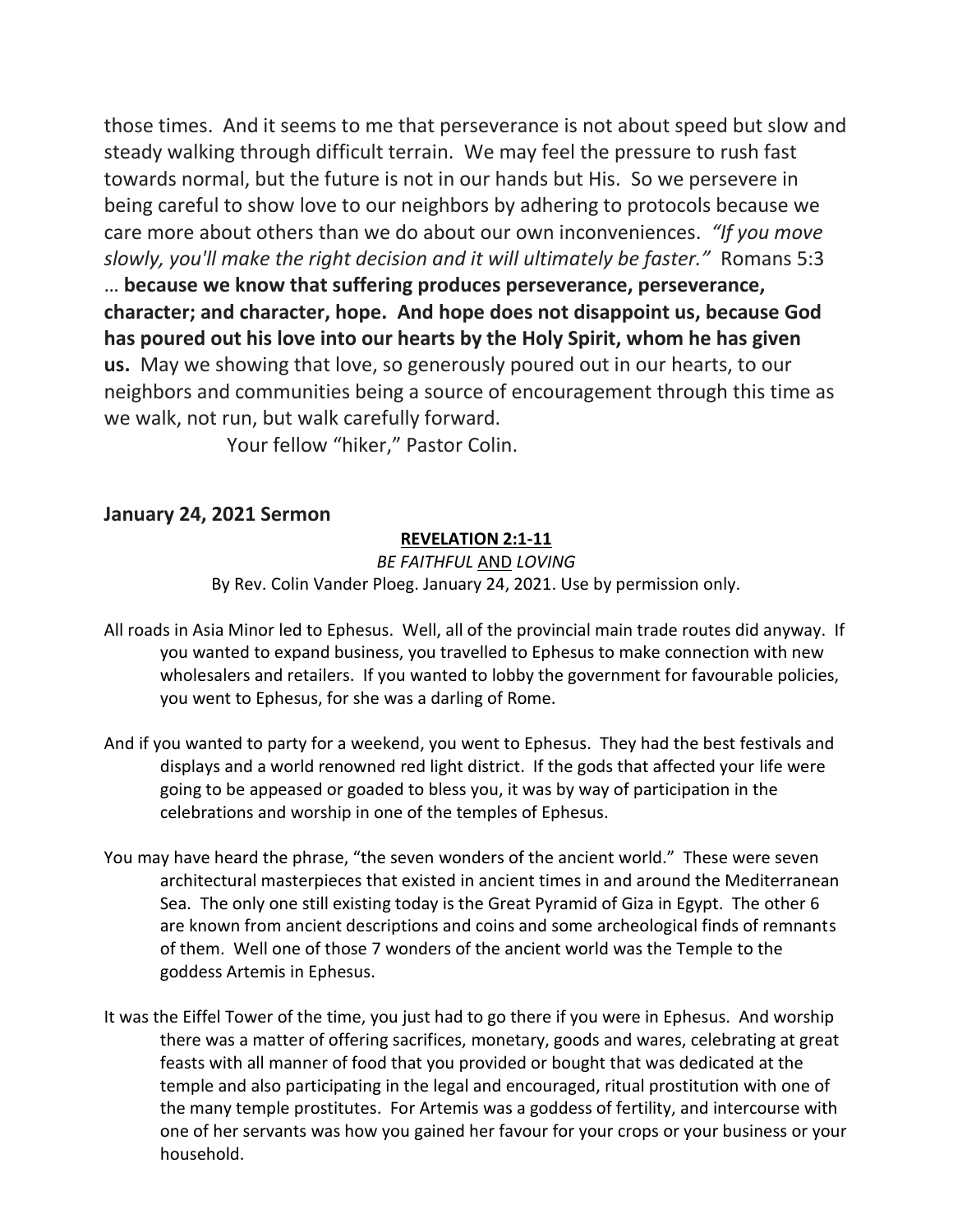those times. And it seems to me that perseverance is not about speed but slow and steady walking through difficult terrain. We may feel the pressure to rush fast towards normal, but the future is not in our hands but His. So we persevere in being careful to show love to our neighbors by adhering to protocols because we care more about others than we do about our own inconveniences. *"If you move slowly, you'll make the right decision and it will ultimately be faster."* Romans 5:3 … **because we know that suffering produces perseverance, perseverance, character; and character, hope. And hope does not disappoint us, because God has poured out his love into our hearts by the Holy Spirit, whom he has given us.** May we showing that love, so generously poured out in our hearts, to our neighbors and communities being a source of encouragement through this time as we walk, not run, but walk carefully forward.

Your fellow "hiker," Pastor Colin.

## January 24, 2021 Sermon

**REVELATION 2:1-11**

*BE FAITHFUL* AND *LOVING*

By Rev. Colin Vander Ploeg. January 24, 2021. Use by permission only.

All roads in Asia Minor led to Ephesus. Well, all of the provincial main trade routes did anyway. If you wanted to expand business, you travelled to Ephesus to make connection with new wholesalers and retailers. If you wanted to lobby the government for favourable policies, you went to Ephesus, for she was a darling of Rome.

And if you wanted to party for a weekend, you went to Ephesus. They had the best festivals and displays and a world renowned red light district. If the gods that affected your life were going to be appeased or goaded to bless you, it was by way of participation in the celebrations and worship in one of the temples of Ephesus.

You may have heard the phrase, "the seven wonders of the ancient world." These were seven architectural masterpieces that existed in ancient times in and around the Mediterranean Sea. The only one still existing today is the Great Pyramid of Giza in Egypt. The other 6 are known from ancient descriptions and coins and some archeological finds of remnants of them. Well one of those 7 wonders of the ancient world was the Temple to the goddess Artemis in Ephesus.

It was the Eiffel Tower of the time, you just had to go there if you were in Ephesus. And worship there was a matter of offering sacrifices, monetary, goods and wares, celebrating at great feasts with all manner of food that you provided or bought that was dedicated at the temple and also participating in the legal and encouraged, ritual prostitution with one of the many temple prostitutes. For Artemis was a goddess of fertility, and intercourse with one of her servants was how you gained her favour for your crops or your business or your household.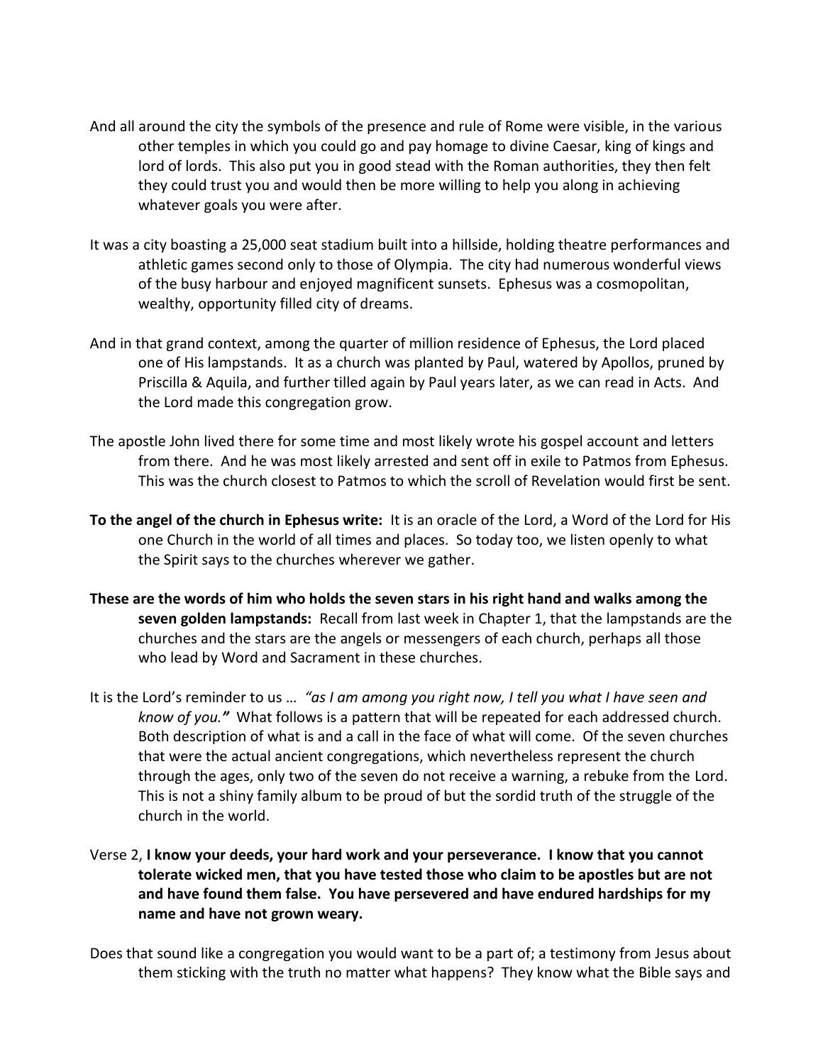And all around the city the symbols of the presence and rule of Rome were visible, in the various other temples in which you could go and pay homage to divine Caesar, king of kings and lord of lords. This also put you in good stead with the Roman authorities, they then felt they could trust you and would then be more willing to help you along in achieving whatever goals you were after.

It was a city boasting a 25,000 seat stadium built into a hillside, holding theatre performances and athletic games second only to those of Olympia. The city had numerous wonderful views of the busy harbour and enjoyed magnificent sunsets. Ephesus was a cosmopolitan, wealthy, opportunity filled city of dreams.

And in that grand context, among the quarter of million residence of Ephesus, the Lord placed one of His lampstands. It as a church was planted by Paul, watered by Apollos, pruned by Priscilla & Aquila, and further tilled again by Paul years later, as we can read in Acts. And the Lord made this congregation grow.

The apostle John lived there for some time and most likely wrote his gospel account and letters from there. And he was most likely arrested and sent off in exile to Patmos from Ephesus. This was the church closest to Patmos to which the scroll of Revelation would first be sent.

**To the angel of the church in Ephesus write:** It is an oracle of the Lord, a Word of the Lord for His one Church in the world of all times and places. So today too, we listen openly to what the Spirit says to the churches wherever we gather.

**These are the words of him who holds the seven stars in his right hand and walks among the seven golden lampstands:** Recall from last week in Chapter 1, that the lampstands are the churches and the stars are the angels or messengers of each church, perhaps all those who lead by Word and Sacrament in these churches.

It is the Lord's reminder to us … *"as I am among you right now, I tell you what I have seen and know of you."* What follows is a pattern that will be repeated for each addressed church. Both description of what is and a call in the face of what will come. Of the seven churches that were the actual ancient congregations, which nevertheless represent the church through the ages, only two of the seven do not receive a warning, a rebuke from the Lord. This is not a shiny family album to be proud of but the sordid truth of the struggle of the church in the world.

Verse 2, **I know your deeds, your hard work and your perseverance. I know that you cannot tolerate wicked men, that you have tested those who claim to be apostles but are not and have found them false. You have persevered and have endured hardships for my name and have not grown weary.**

Does that sound like a congregation you would want to be a part of; a testimony from Jesus about them sticking with the truth no matter what happens? They know what the Bible says and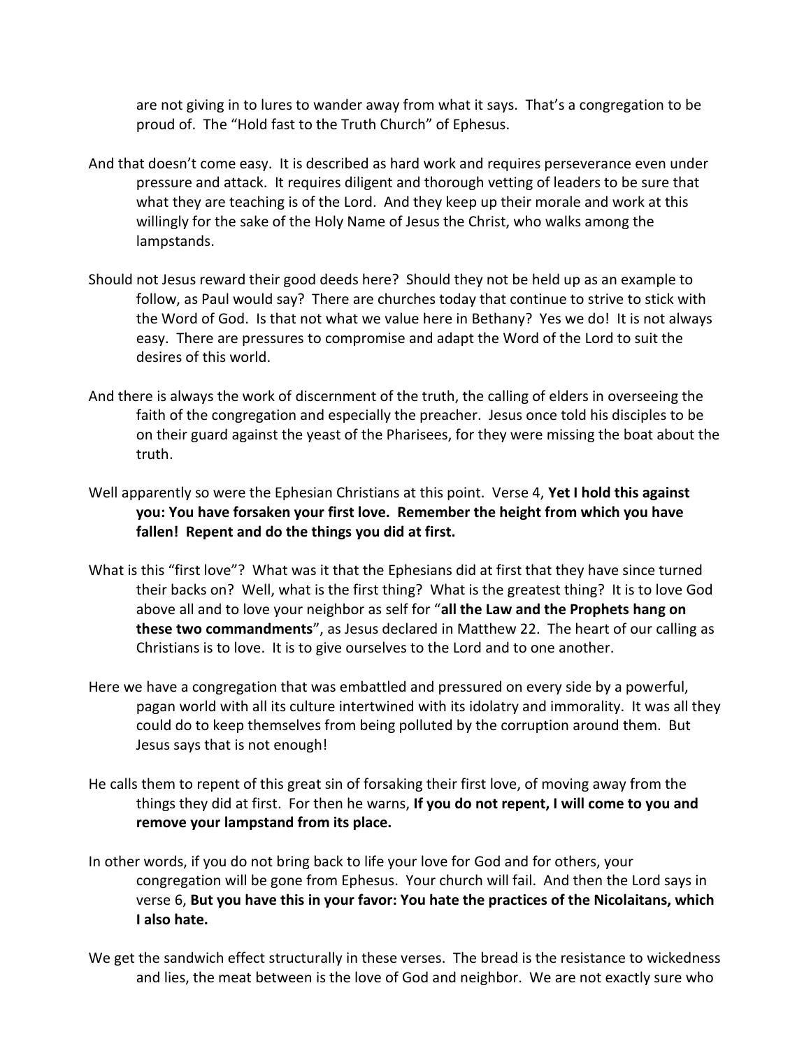are not giving in to lures to wander away from what it says. That's a congregation to be proud of. The "Hold fast to the Truth Church" of Ephesus.

And that doesn't come easy. It is described as hard work and requires perseverance even under pressure and attack. It requires diligent and thorough vetting of leaders to be sure that what they are teaching is of the Lord. And they keep up their morale and work at this willingly for the sake of the Holy Name of Jesus the Christ, who walks among the lampstands.

Should not Jesus reward their good deeds here? Should they not be held up as an example to follow, as Paul would say? There are churches today that continue to strive to stick with the Word of God. Is that not what we value here in Bethany? Yes we do! It is not always easy. There are pressures to compromise and adapt the Word of the Lord to suit the desires of this world.

And there is always the work of discernment of the truth, the calling of elders in overseeing the faith of the congregation and especially the preacher. Jesus once told his disciples to be on their guard against the yeast of the Pharisees, for they were missing the boat about the truth.

Well apparently so were the Ephesian Christians at this point. Verse 4, **Yet I hold this against you: You have forsaken your first love. Remember the height from which you have fallen! Repent and do the things you did at first.**

What is this "first love"? What was it that the Ephesians did at first that they have since turned their backs on? Well, what is the first thing? What is the greatest thing? It is to love God above all and to love your neighbor as self for "**all the Law and the Prophets hang on these two commandments**", as Jesus declared in Matthew 22. The heart of our calling as Christians is to love. It is to give ourselves to the Lord and to one another.

Here we have a congregation that was embattled and pressured on every side by a powerful, pagan world with all its culture intertwined with its idolatry and immorality. It was all they could do to keep themselves from being polluted by the corruption around them. But Jesus says that is not enough!

He calls them to repent of this great sin of forsaking their first love, of moving away from the things they did at first. For then he warns, **If you do not repent, I will come to you and remove your lampstand from its place.**

In other words, if you do not bring back to life your love for God and for others, your congregation will be gone from Ephesus. Your church will fail. And then the Lord says in verse 6, **But you have this in your favor: You hate the practices of the Nicolaitans, which I also hate.**

We get the sandwich effect structurally in these verses. The bread is the resistance to wickedness and lies, the meat between is the love of God and neighbor. We are not exactly sure who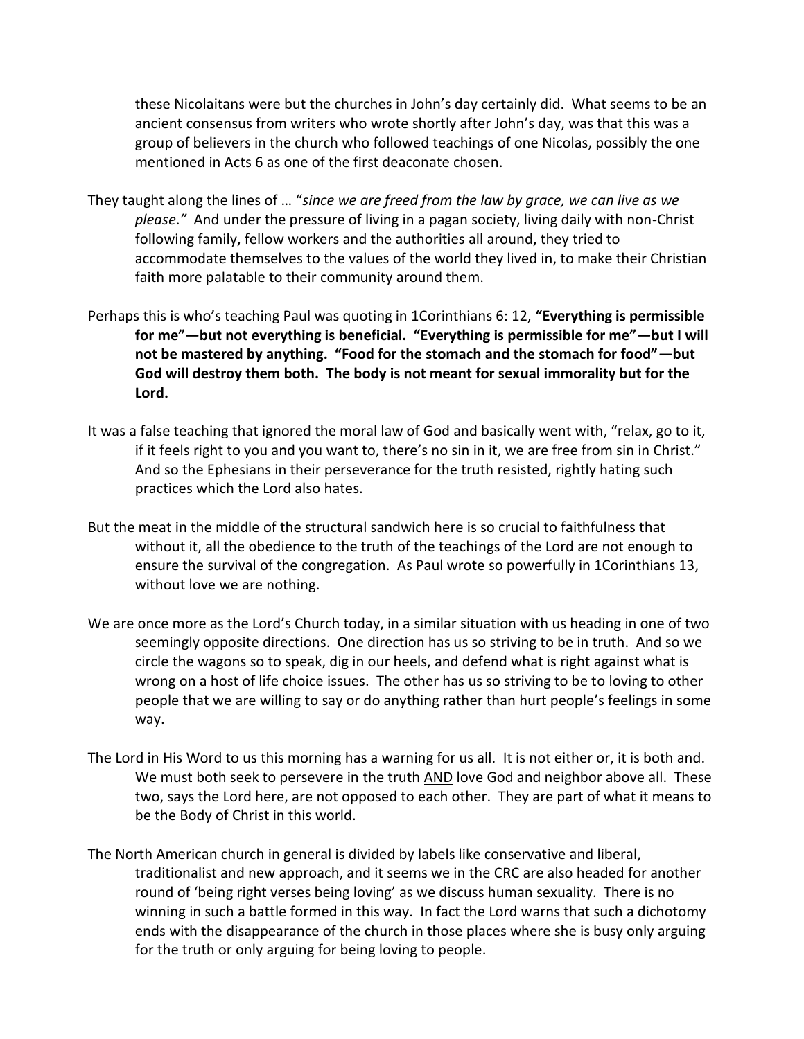these Nicolaitans were but the churches in John's day certainly did. What seems to be an ancient consensus from writers who wrote shortly after John's day, was that this was a group of believers in the church who followed teachings of one Nicolas, possibly the one mentioned in Acts 6 as one of the first deaconate chosen.

They taught along the lines of … "*since we are freed from the law by grace, we can live as we please*." And under the pressure of living in a pagan society, living daily with non-Christ following family, fellow workers and the authorities all around, they tried to accommodate themselves to the values of the world they lived in, to make their Christian faith more palatable to their community around them.

Perhaps this is who's teaching Paul was quoting in 1Corinthians 6: 12, **"Everything is permissible for me"—but not everything is beneficial. "Everything is permissible for me"—but I will not be mastered by anything. "Food for the stomach and the stomach for food"—but God will destroy them both. The body is not meant for sexual immorality but for the Lord.**

It was a false teaching that ignored the moral law of God and basically went with, "relax, go to it, if it feels right to you and you want to, there's no sin in it, we are free from sin in Christ." And so the Ephesians in their perseverance for the truth resisted, rightly hating such practices which the Lord also hates.

But the meat in the middle of the structural sandwich here is so crucial to faithfulness that without it, all the obedience to the truth of the teachings of the Lord are not enough to ensure the survival of the congregation. As Paul wrote so powerfully in 1Corinthians 13, without love we are nothing.

We are once more as the Lord's Church today, in a similar situation with us heading in one of two seemingly opposite directions. One direction has us so striving to be in truth. And so we circle the wagons so to speak, dig in our heels, and defend what is right against what is wrong on a host of life choice issues. The other has us so striving to be to loving to other people that we are willing to say or do anything rather than hurt people's feelings in some way.

The Lord in His Word to us this morning has a warning for us all. It is not either or, it is both and. We must both seek to persevere in the truth <u>AND</u> love God and neighbor above all. These two, says the Lord here, are not opposed to each other. They are part of what it means to be the Body of Christ in this world.

The North American church in general is divided by labels like conservative and liberal, traditionalist and new approach, and it seems we in the CRC are also headed for another round of 'being right verses being loving' as we discuss human sexuality. There is no winning in such a battle formed in this way. In fact the Lord warns that such a dichotomy ends with the disappearance of the church in those places where she is busy only arguing for the truth or only arguing for being loving to people.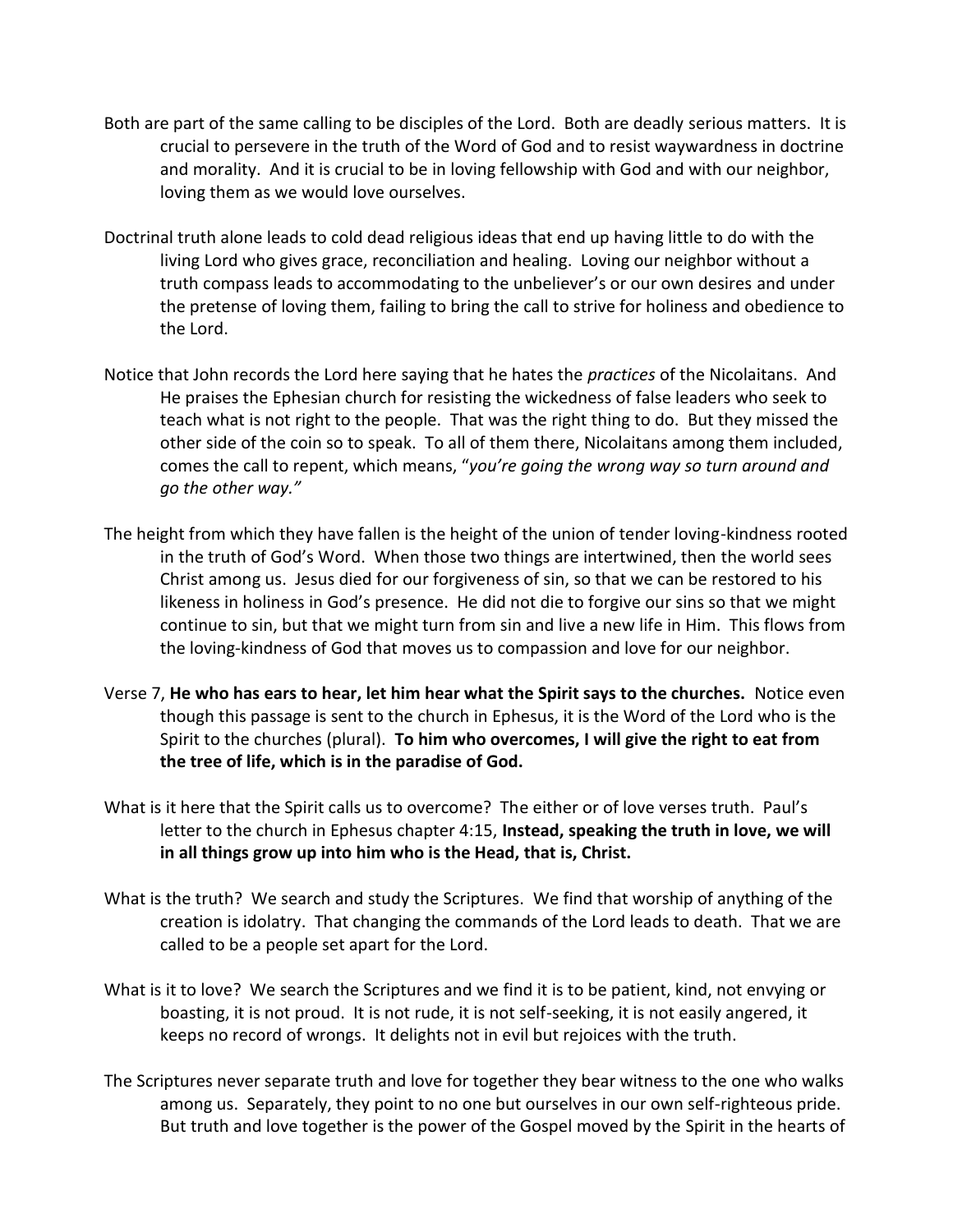Both are part of the same calling to be disciples of the Lord. Both are deadly serious matters. It is crucial to persevere in the truth of the Word of God and to resist waywardness in doctrine and morality. And it is crucial to be in loving fellowship with God and with our neighbor, loving them as we would love ourselves.

Doctrinal truth alone leads to cold dead religious ideas that end up having little to do with the living Lord who gives grace, reconciliation and healing. Loving our neighbor without a truth compass leads to accommodating to the unbeliever's or our own desires and under the pretense of loving them, failing to bring the call to strive for holiness and obedience to the Lord.

Notice that John records the Lord here saying that he hates the *practices* of the Nicolaitans. And He praises the Ephesian church for resisting the wickedness of false leaders who seek to teach what is not right to the people. That was the right thing to do. But they missed the other side of the coin so to speak. To all of them there, Nicolaitans among them included, comes the call to repent, which means, "*you're going the wrong way so turn around and go the other way.*"

The height from which they have fallen is the height of the union of tender loving-kindness rooted in the truth of God's Word. When those two things are intertwined, then the world sees Christ among us. Jesus died for our forgiveness of sin, so that we can be restored to his likeness in holiness in God's presence. He did not die to forgive our sins so that we might continue to sin, but that we might turn from sin and live a new life in Him. This flows from the loving-kindness of God that moves us to compassion and love for our neighbor.

Verse 7, **He who has ears to hear, let him hear what the Spirit says to the churches.** Notice even though this passage is sent to the church in Ephesus, it is the Word of the Lord who is the Spirit to the churches (plural). **To him who overcomes, I will give the right to eat from the tree of life, which is in the paradise of God.**

What is it here that the Spirit calls us to overcome? The either or of love verses truth. Paul's letter to the church in Ephesus chapter 4:15, **Instead, speaking the truth in love, we will in all things grow up into him who is the Head, that is, Christ.**

What is the truth? We search and study the Scriptures. We find that worship of anything of the creation is idolatry. That changing the commands of the Lord leads to death. That we are called to be a people set apart for the Lord.

What is it to love? We search the Scriptures and we find it is to be patient, kind, not envying or boasting, it is not proud. It is not rude, it is not self-seeking, it is not easily angered, it keeps no record of wrongs. It delights not in evil but rejoices with the truth.

The Scriptures never separate truth and love for together they bear witness to the one who walks among us. Separately, they point to no one but ourselves in our own self-righteous pride. But truth and love together is the power of the Gospel moved by the Spirit in the hearts of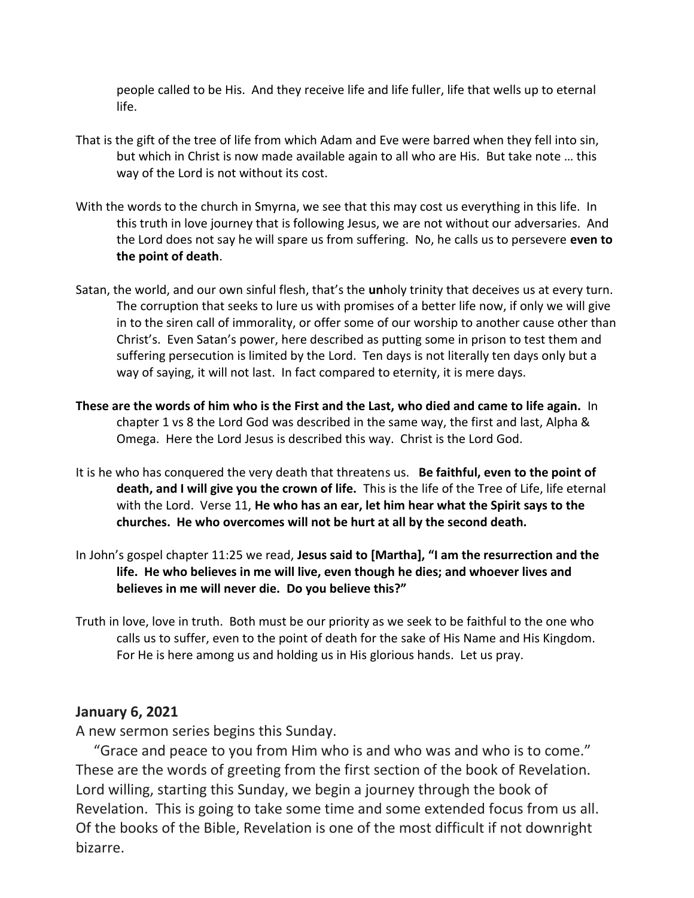people called to be His. And they receive life and life fuller, life that wells up to eternal life.

That is the gift of the tree of life from which Adam and Eve were barred when they fell into sin, but which in Christ is now made available again to all who are His. But take note … this way of the Lord is not without its cost.

With the words to the church in Smyrna, we see that this may cost us everything in this life. In this truth in love journey that is following Jesus, we are not without our adversaries. And the Lord does not say he will spare us from suffering. No, he calls us to persevere **even to the point of death**.

Satan, the world, and our own sinful flesh, that's the **un**holy trinity that deceives us at every turn. The corruption that seeks to lure us with promises of a better life now, if only we will give in to the siren call of immorality, or offer some of our worship to another cause other than Christ's. Even Satan's power, here described as putting some in prison to test them and suffering persecution is limited by the Lord. Ten days is not literally ten days only but a way of saying, it will not last. In fact compared to eternity, it is mere days.

**These are the words of him who is the First and the Last, who died and came to life again.** In chapter 1 vs 8 the Lord God was described in the same way, the first and last, Alpha & Omega. Here the Lord Jesus is described this way. Christ is the Lord God.

It is he who has conquered the very death that threatens us. **Be faithful, even to the point of death, and I will give you the crown of life.** This is the life of the Tree of Life, life eternal with the Lord. Verse 11, **He who has an ear, let him hear what the Spirit says to the churches. He who overcomes will not be hurt at all by the second death.**

In John's gospel chapter 11:25 we read, **Jesus said to [Martha], "I am the resurrection and the life. He who believes in me will live, even though he dies; and whoever lives and believes in me will never die. Do you believe this?"**

Truth in love, love in truth. Both must be our priority as we seek to be faithful to the one who calls us to suffer, even to the point of death for the sake of His Name and His Kingdom. For He is here among us and holding us in His glorious hands. Let us pray.

## January 6, 2021

A new sermon series begins this Sunday.

"Grace and peace to you from Him who is and who was and who is to come." These are the words of greeting from the first section of the book of Revelation. Lord willing, starting this Sunday, we begin a journey through the book of Revelation. This is going to take some time and some extended focus from us all. Of the books of the Bible, Revelation is one of the most difficult if not downright bizarre.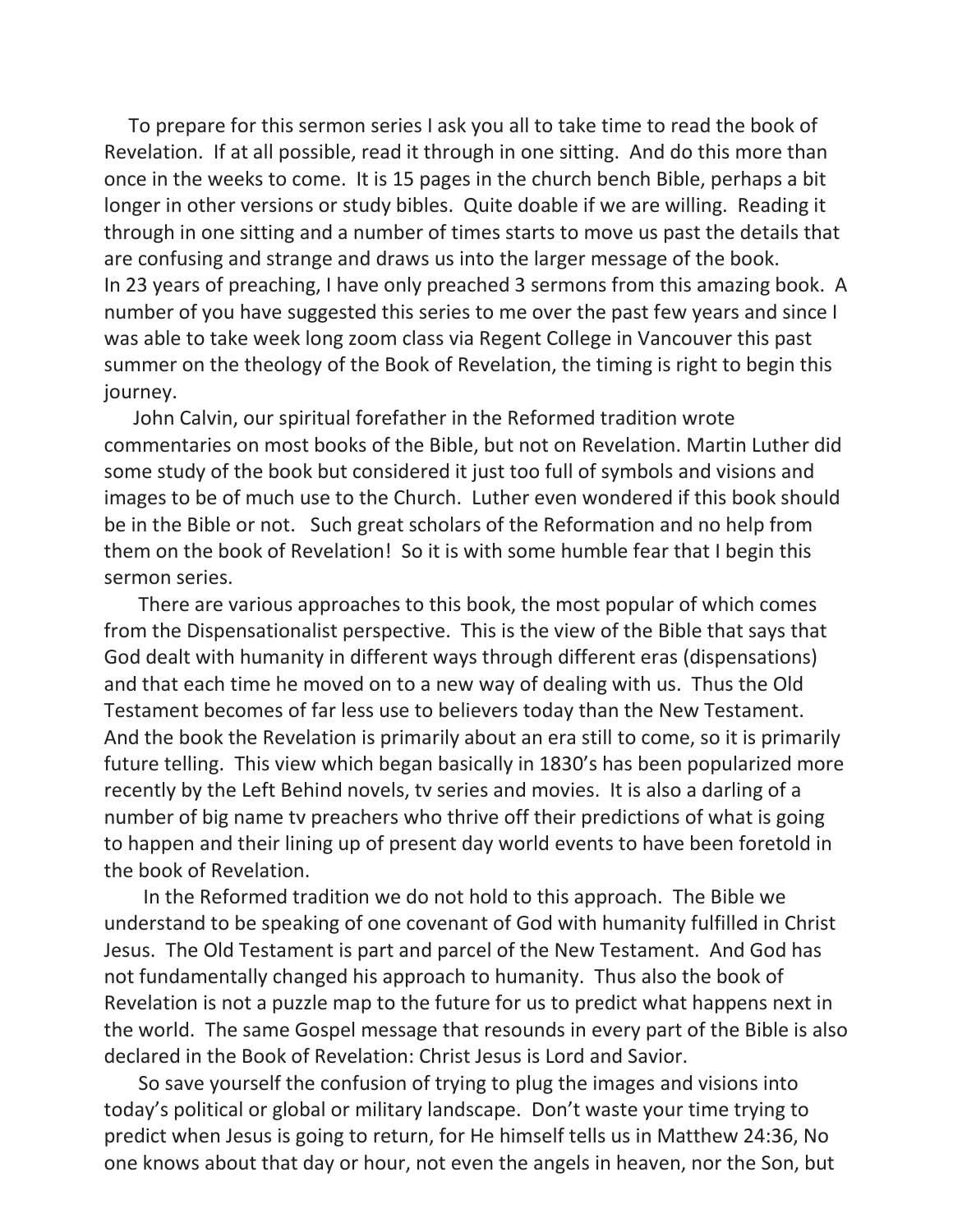To prepare for this sermon series I ask you all to take time to read the book of Revelation. If at all possible, read it through in one sitting. And do this more than once in the weeks to come. It is 15 pages in the church bench Bible, perhaps a bit longer in other versions or study bibles. Quite doable if we are willing. Reading it through in one sitting and a number of times starts to move us past the details that are confusing and strange and draws us into the larger message of the book.
In 23 years of preaching, I have only preached 3 sermons from this amazing book. A number of you have suggested this series to me over the past few years and since I was able to take week long zoom class via Regent College in Vancouver this past summer on the theology of the Book of Revelation, the timing is right to begin this journey.

John Calvin, our spiritual forefather in the Reformed tradition wrote commentaries on most books of the Bible, but not on Revelation. Martin Luther did some study of the book but considered it just too full of symbols and visions and images to be of much use to the Church. Luther even wondered if this book should be in the Bible or not. Such great scholars of the Reformation and no help from them on the book of Revelation! So it is with some humble fear that I begin this sermon series.

There are various approaches to this book, the most popular of which comes from the Dispensationalist perspective. This is the view of the Bible that says that God dealt with humanity in different ways through different eras (dispensations) and that each time he moved on to a new way of dealing with us. Thus the Old Testament becomes of far less use to believers today than the New Testament. And the book the Revelation is primarily about an era still to come, so it is primarily future telling. This view which began basically in 1830's has been popularized more recently by the Left Behind novels, tv series and movies. It is also a darling of a number of big name tv preachers who thrive off their predictions of what is going to happen and their lining up of present day world events to have been foretold in the book of Revelation.

In the Reformed tradition we do not hold to this approach. The Bible we understand to be speaking of one covenant of God with humanity fulfilled in Christ Jesus. The Old Testament is part and parcel of the New Testament. And God has not fundamentally changed his approach to humanity. Thus also the book of Revelation is not a puzzle map to the future for us to predict what happens next in the world. The same Gospel message that resounds in every part of the Bible is also declared in the Book of Revelation: Christ Jesus is Lord and Savior.

So save yourself the confusion of trying to plug the images and visions into today's political or global or military landscape. Don't waste your time trying to predict when Jesus is going to return, for He himself tells us in Matthew 24:36, No one knows about that day or hour, not even the angels in heaven, nor the Son, but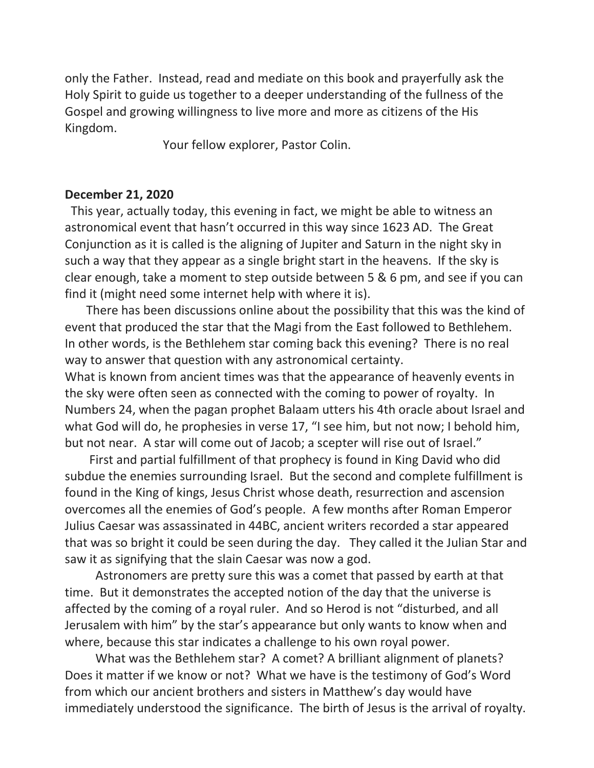only the Father. Instead, read and mediate on this book and prayerfully ask the Holy Spirit to guide us together to a deeper understanding of the fullness of the Gospel and growing willingness to live more and more as citizens of the His Kingdom.

Your fellow explorer, Pastor Colin.

**December 21, 2020**

This year, actually today, this evening in fact, we might be able to witness an astronomical event that hasn't occurred in this way since 1623 AD. The Great Conjunction as it is called is the aligning of Jupiter and Saturn in the night sky in such a way that they appear as a single bright start in the heavens. If the sky is clear enough, take a moment to step outside between 5 & 6 pm, and see if you can find it (might need some internet help with where it is).

There has been discussions online about the possibility that this was the kind of event that produced the star that the Magi from the East followed to Bethlehem. In other words, is the Bethlehem star coming back this evening? There is no real way to answer that question with any astronomical certainty.

What is known from ancient times was that the appearance of heavenly events in the sky were often seen as connected with the coming to power of royalty. In Numbers 24, when the pagan prophet Balaam utters his 4th oracle about Israel and what God will do, he prophesies in verse 17, "I see him, but not now; I behold him, but not near. A star will come out of Jacob; a scepter will rise out of Israel."

First and partial fulfillment of that prophecy is found in King David who did subdue the enemies surrounding Israel. But the second and complete fulfillment is found in the King of kings, Jesus Christ whose death, resurrection and ascension overcomes all the enemies of God's people. A few months after Roman Emperor Julius Caesar was assassinated in 44BC, ancient writers recorded a star appeared that was so bright it could be seen during the day. They called it the Julian Star and saw it as signifying that the slain Caesar was now a god.

Astronomers are pretty sure this was a comet that passed by earth at that time. But it demonstrates the accepted notion of the day that the universe is affected by the coming of a royal ruler. And so Herod is not "disturbed, and all Jerusalem with him" by the star's appearance but only wants to know when and where, because this star indicates a challenge to his own royal power.

What was the Bethlehem star? A comet? A brilliant alignment of planets? Does it matter if we know or not? What we have is the testimony of God's Word from which our ancient brothers and sisters in Matthew's day would have immediately understood the significance. The birth of Jesus is the arrival of royalty.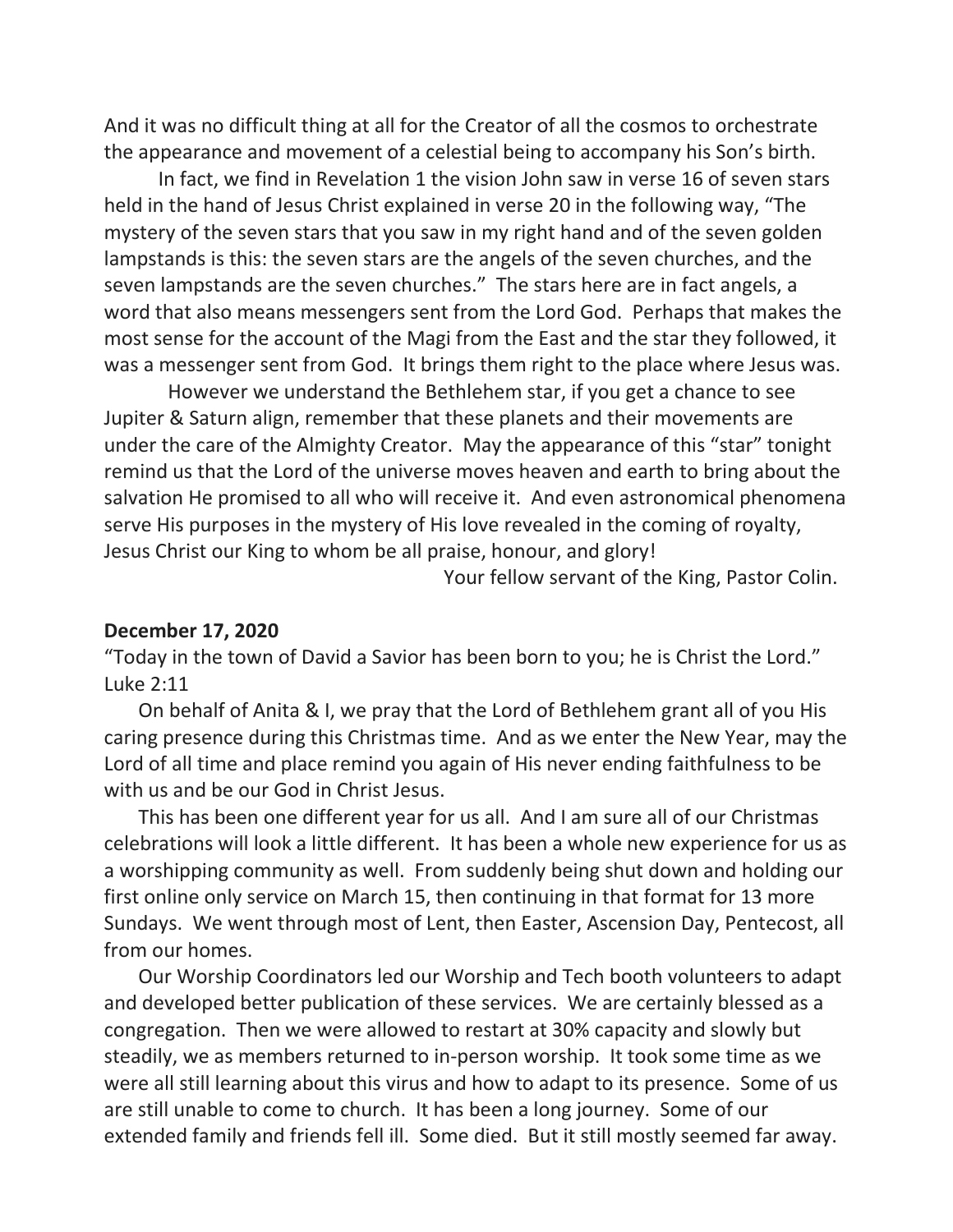And it was no difficult thing at all for the Creator of all the cosmos to orchestrate the appearance and movement of a celestial being to accompany his Son's birth.

In fact, we find in Revelation 1 the vision John saw in verse 16 of seven stars held in the hand of Jesus Christ explained in verse 20 in the following way, "The mystery of the seven stars that you saw in my right hand and of the seven golden lampstands is this: the seven stars are the angels of the seven churches, and the seven lampstands are the seven churches." The stars here are in fact angels, a word that also means messengers sent from the Lord God. Perhaps that makes the most sense for the account of the Magi from the East and the star they followed, it was a messenger sent from God. It brings them right to the place where Jesus was.

However we understand the Bethlehem star, if you get a chance to see Jupiter & Saturn align, remember that these planets and their movements are under the care of the Almighty Creator. May the appearance of this "star" tonight remind us that the Lord of the universe moves heaven and earth to bring about the salvation He promised to all who will receive it. And even astronomical phenomena serve His purposes in the mystery of His love revealed in the coming of royalty, Jesus Christ our King to whom be all praise, honour, and glory!

Your fellow servant of the King, Pastor Colin.

**December 17, 2020**

"Today in the town of David a Savior has been born to you; he is Christ the Lord." Luke 2:11

On behalf of Anita & I, we pray that the Lord of Bethlehem grant all of you His caring presence during this Christmas time. And as we enter the New Year, may the Lord of all time and place remind you again of His never ending faithfulness to be with us and be our God in Christ Jesus.

This has been one different year for us all. And I am sure all of our Christmas celebrations will look a little different. It has been a whole new experience for us as a worshipping community as well. From suddenly being shut down and holding our first online only service on March 15, then continuing in that format for 13 more Sundays. We went through most of Lent, then Easter, Ascension Day, Pentecost, all from our homes.

Our Worship Coordinators led our Worship and Tech booth volunteers to adapt and developed better publication of these services. We are certainly blessed as a congregation. Then we were allowed to restart at 30% capacity and slowly but steadily, we as members returned to in-person worship. It took some time as we were all still learning about this virus and how to adapt to its presence. Some of us are still unable to come to church. It has been a long journey. Some of our extended family and friends fell ill. Some died. But it still mostly seemed far away.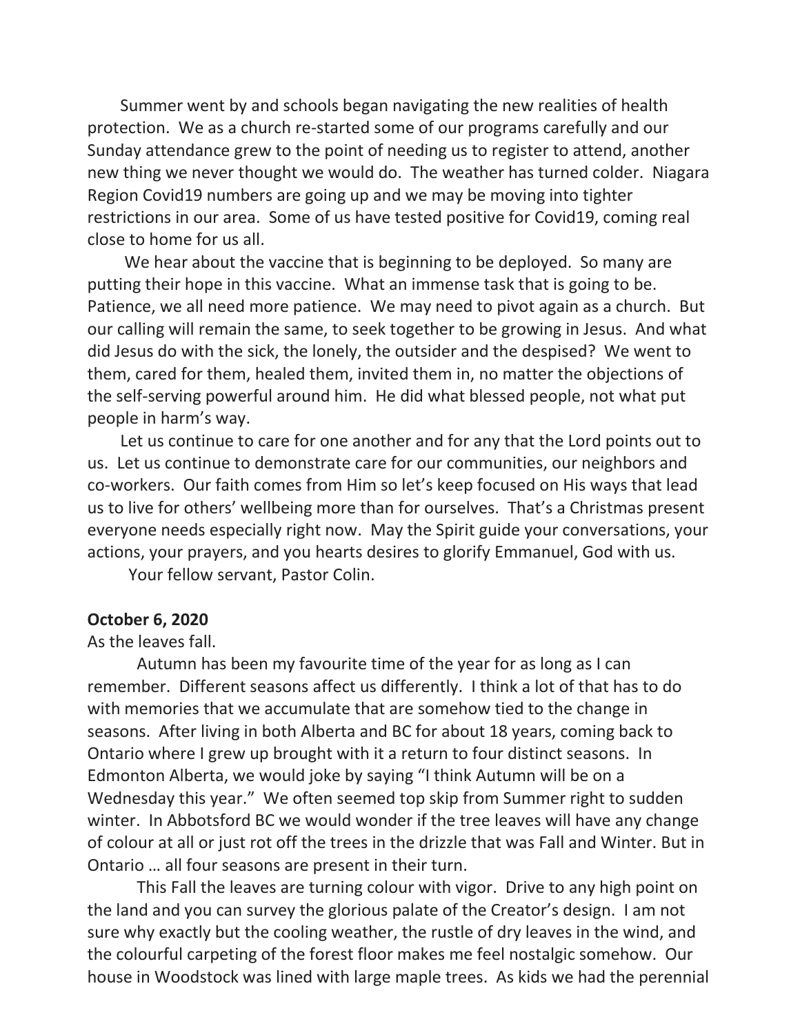Summer went by and schools began navigating the new realities of health protection. We as a church re-started some of our programs carefully and our Sunday attendance grew to the point of needing us to register to attend, another new thing we never thought we would do. The weather has turned colder. Niagara Region Covid19 numbers are going up and we may be moving into tighter restrictions in our area. Some of us have tested positive for Covid19, coming real close to home for us all.

We hear about the vaccine that is beginning to be deployed. So many are putting their hope in this vaccine. What an immense task that is going to be. Patience, we all need more patience. We may need to pivot again as a church. But our calling will remain the same, to seek together to be growing in Jesus. And what did Jesus do with the sick, the lonely, the outsider and the despised? We went to them, cared for them, healed them, invited them in, no matter the objections of the self-serving powerful around him. He did what blessed people, not what put people in harm's way.

Let us continue to care for one another and for any that the Lord points out to us. Let us continue to demonstrate care for our communities, our neighbors and co-workers. Our faith comes from Him so let's keep focused on His ways that lead us to live for others' wellbeing more than for ourselves. That's a Christmas present everyone needs especially right now. May the Spirit guide your conversations, your actions, your prayers, and you hearts desires to glorify Emmanuel, God with us.

Your fellow servant, Pastor Colin.

**October 6, 2020**

As the leaves fall.

Autumn has been my favourite time of the year for as long as I can remember. Different seasons affect us differently. I think a lot of that has to do with memories that we accumulate that are somehow tied to the change in seasons. After living in both Alberta and BC for about 18 years, coming back to Ontario where I grew up brought with it a return to four distinct seasons. In Edmonton Alberta, we would joke by saying "I think Autumn will be on a Wednesday this year." We often seemed top skip from Summer right to sudden winter. In Abbotsford BC we would wonder if the tree leaves will have any change of colour at all or just rot off the trees in the drizzle that was Fall and Winter. But in Ontario … all four seasons are present in their turn.

This Fall the leaves are turning colour with vigor. Drive to any high point on the land and you can survey the glorious palate of the Creator's design. I am not sure why exactly but the cooling weather, the rustle of dry leaves in the wind, and the colourful carpeting of the forest floor makes me feel nostalgic somehow. Our house in Woodstock was lined with large maple trees. As kids we had the perennial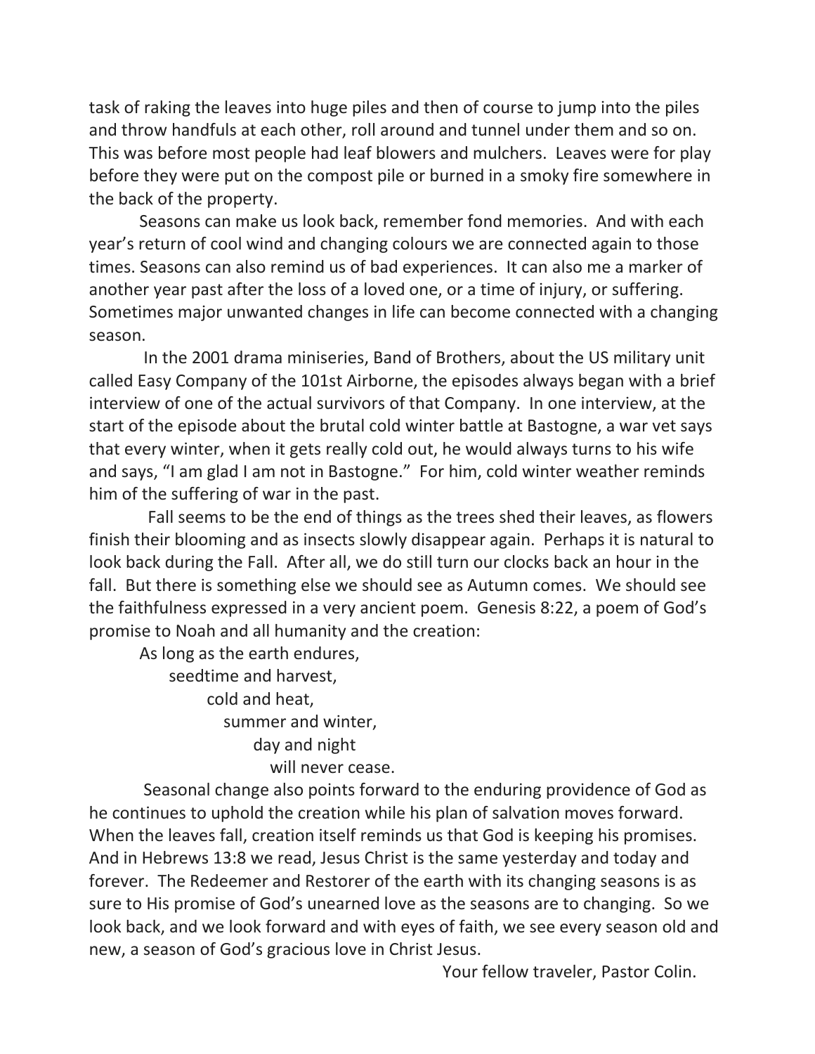task of raking the leaves into huge piles and then of course to jump into the piles and throw handfuls at each other, roll around and tunnel under them and so on. This was before most people had leaf blowers and mulchers. Leaves were for play before they were put on the compost pile or burned in a smoky fire somewhere in the back of the property.

Seasons can make us look back, remember fond memories. And with each year's return of cool wind and changing colours we are connected again to those times. Seasons can also remind us of bad experiences. It can also me a marker of another year past after the loss of a loved one, or a time of injury, or suffering. Sometimes major unwanted changes in life can become connected with a changing season.

In the 2001 drama miniseries, Band of Brothers, about the US military unit called Easy Company of the 101st Airborne, the episodes always began with a brief interview of one of the actual survivors of that Company. In one interview, at the start of the episode about the brutal cold winter battle at Bastogne, a war vet says that every winter, when it gets really cold out, he would always turns to his wife and says, "I am glad I am not in Bastogne." For him, cold winter weather reminds him of the suffering of war in the past.

Fall seems to be the end of things as the trees shed their leaves, as flowers finish their blooming and as insects slowly disappear again. Perhaps it is natural to look back during the Fall. After all, we do still turn our clocks back an hour in the fall. But there is something else we should see as Autumn comes. We should see the faithfulness expressed in a very ancient poem. Genesis 8:22, a poem of God's promise to Noah and all humanity and the creation:

> As long as the earth endures,
> seedtime and harvest,
> cold and heat,
> summer and winter,
> day and night
> will never cease.

Seasonal change also points forward to the enduring providence of God as he continues to uphold the creation while his plan of salvation moves forward. When the leaves fall, creation itself reminds us that God is keeping his promises. And in Hebrews 13:8 we read, Jesus Christ is the same yesterday and today and forever. The Redeemer and Restorer of the earth with its changing seasons is as sure to His promise of God's unearned love as the seasons are to changing. So we look back, and we look forward and with eyes of faith, we see every season old and new, a season of God's gracious love in Christ Jesus.

Your fellow traveler, Pastor Colin.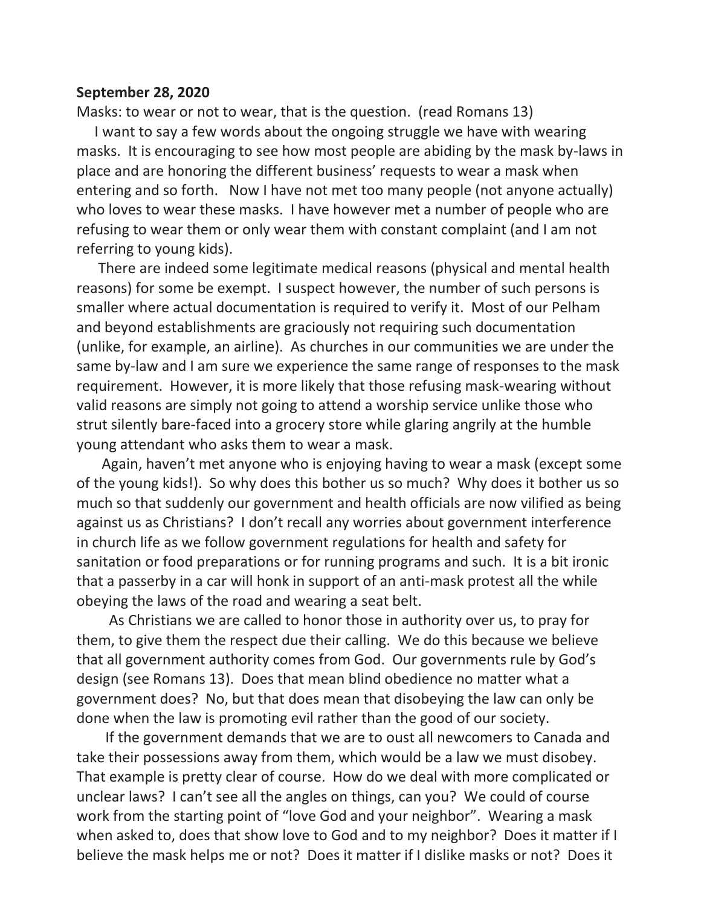**September 28, 2020**

Masks: to wear or not to wear, that is the question. (read Romans 13)

I want to say a few words about the ongoing struggle we have with wearing masks. It is encouraging to see how most people are abiding by the mask by-laws in place and are honoring the different business' requests to wear a mask when entering and so forth. Now I have not met too many people (not anyone actually) who loves to wear these masks. I have however met a number of people who are refusing to wear them or only wear them with constant complaint (and I am not referring to young kids).

There are indeed some legitimate medical reasons (physical and mental health reasons) for some be exempt. I suspect however, the number of such persons is smaller where actual documentation is required to verify it. Most of our Pelham and beyond establishments are graciously not requiring such documentation (unlike, for example, an airline). As churches in our communities we are under the same by-law and I am sure we experience the same range of responses to the mask requirement. However, it is more likely that those refusing mask-wearing without valid reasons are simply not going to attend a worship service unlike those who strut silently bare-faced into a grocery store while glaring angrily at the humble young attendant who asks them to wear a mask.

Again, haven't met anyone who is enjoying having to wear a mask (except some of the young kids!). So why does this bother us so much? Why does it bother us so much so that suddenly our government and health officials are now vilified as being against us as Christians? I don't recall any worries about government interference in church life as we follow government regulations for health and safety for sanitation or food preparations or for running programs and such. It is a bit ironic that a passerby in a car will honk in support of an anti-mask protest all the while obeying the laws of the road and wearing a seat belt.

As Christians we are called to honor those in authority over us, to pray for them, to give them the respect due their calling. We do this because we believe that all government authority comes from God. Our governments rule by God's design (see Romans 13). Does that mean blind obedience no matter what a government does? No, but that does mean that disobeying the law can only be done when the law is promoting evil rather than the good of our society.

If the government demands that we are to oust all newcomers to Canada and take their possessions away from them, which would be a law we must disobey. That example is pretty clear of course. How do we deal with more complicated or unclear laws? I can't see all the angles on things, can you? We could of course work from the starting point of "love God and your neighbor". Wearing a mask when asked to, does that show love to God and to my neighbor? Does it matter if I believe the mask helps me or not? Does it matter if I dislike masks or not? Does it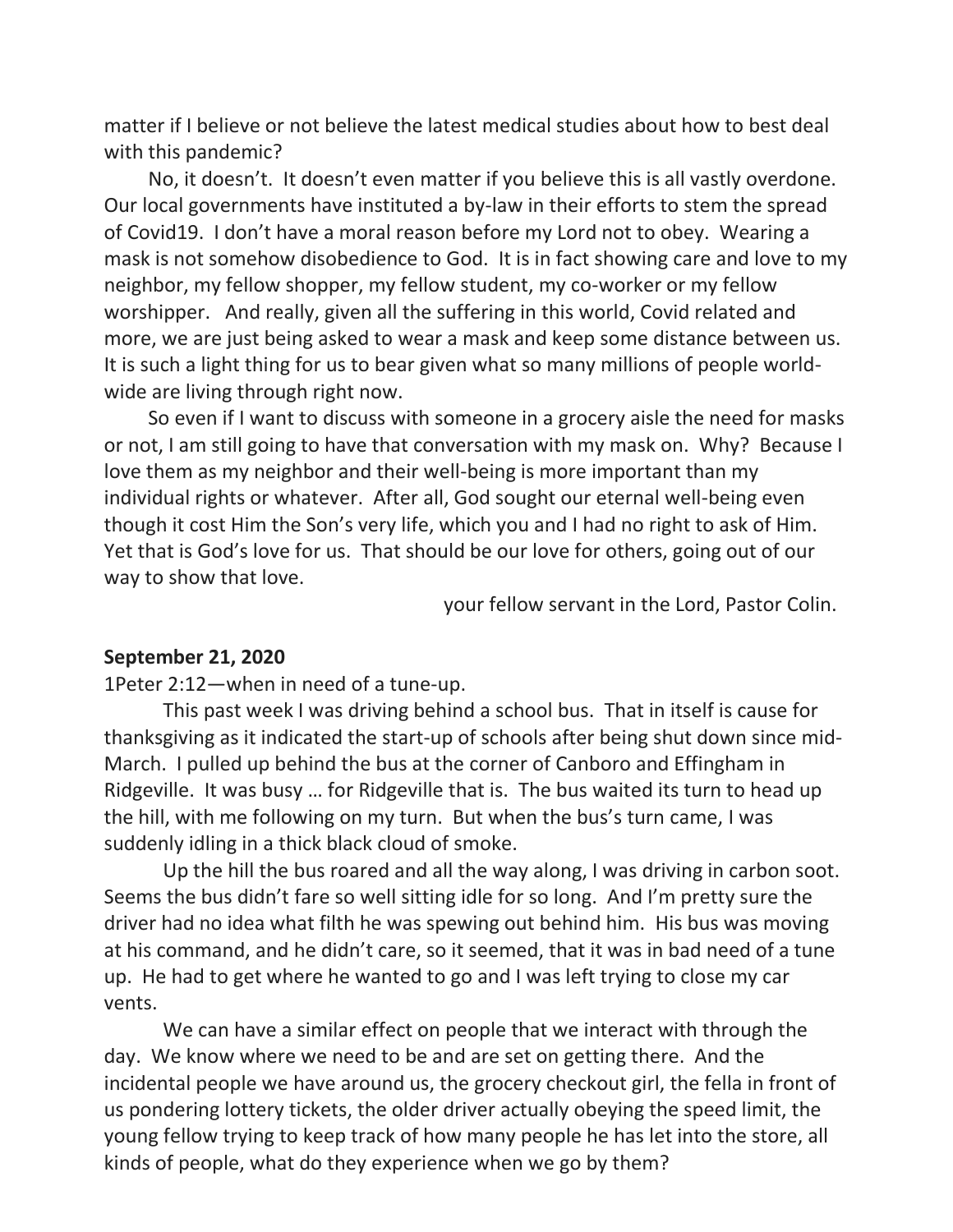matter if I believe or not believe the latest medical studies about how to best deal with this pandemic?

No, it doesn't. It doesn't even matter if you believe this is all vastly overdone. Our local governments have instituted a by-law in their efforts to stem the spread of Covid19. I don't have a moral reason before my Lord not to obey. Wearing a mask is not somehow disobedience to God. It is in fact showing care and love to my neighbor, my fellow shopper, my fellow student, my co-worker or my fellow worshipper. And really, given all the suffering in this world, Covid related and more, we are just being asked to wear a mask and keep some distance between us. It is such a light thing for us to bear given what so many millions of people world-wide are living through right now.

So even if I want to discuss with someone in a grocery aisle the need for masks or not, I am still going to have that conversation with my mask on. Why? Because I love them as my neighbor and their well-being is more important than my individual rights or whatever. After all, God sought our eternal well-being even though it cost Him the Son's very life, which you and I had no right to ask of Him. Yet that is God's love for us. That should be our love for others, going out of our way to show that love.

your fellow servant in the Lord, Pastor Colin.

**September 21, 2020**

1Peter 2:12—when in need of a tune-up.

This past week I was driving behind a school bus. That in itself is cause for thanksgiving as it indicated the start-up of schools after being shut down since mid-March. I pulled up behind the bus at the corner of Canboro and Effingham in Ridgeville. It was busy … for Ridgeville that is. The bus waited its turn to head up the hill, with me following on my turn. But when the bus's turn came, I was suddenly idling in a thick black cloud of smoke.

Up the hill the bus roared and all the way along, I was driving in carbon soot. Seems the bus didn't fare so well sitting idle for so long. And I'm pretty sure the driver had no idea what filth he was spewing out behind him. His bus was moving at his command, and he didn't care, so it seemed, that it was in bad need of a tune up. He had to get where he wanted to go and I was left trying to close my car vents.

We can have a similar effect on people that we interact with through the day. We know where we need to be and are set on getting there. And the incidental people we have around us, the grocery checkout girl, the fella in front of us pondering lottery tickets, the older driver actually obeying the speed limit, the young fellow trying to keep track of how many people he has let into the store, all kinds of people, what do they experience when we go by them?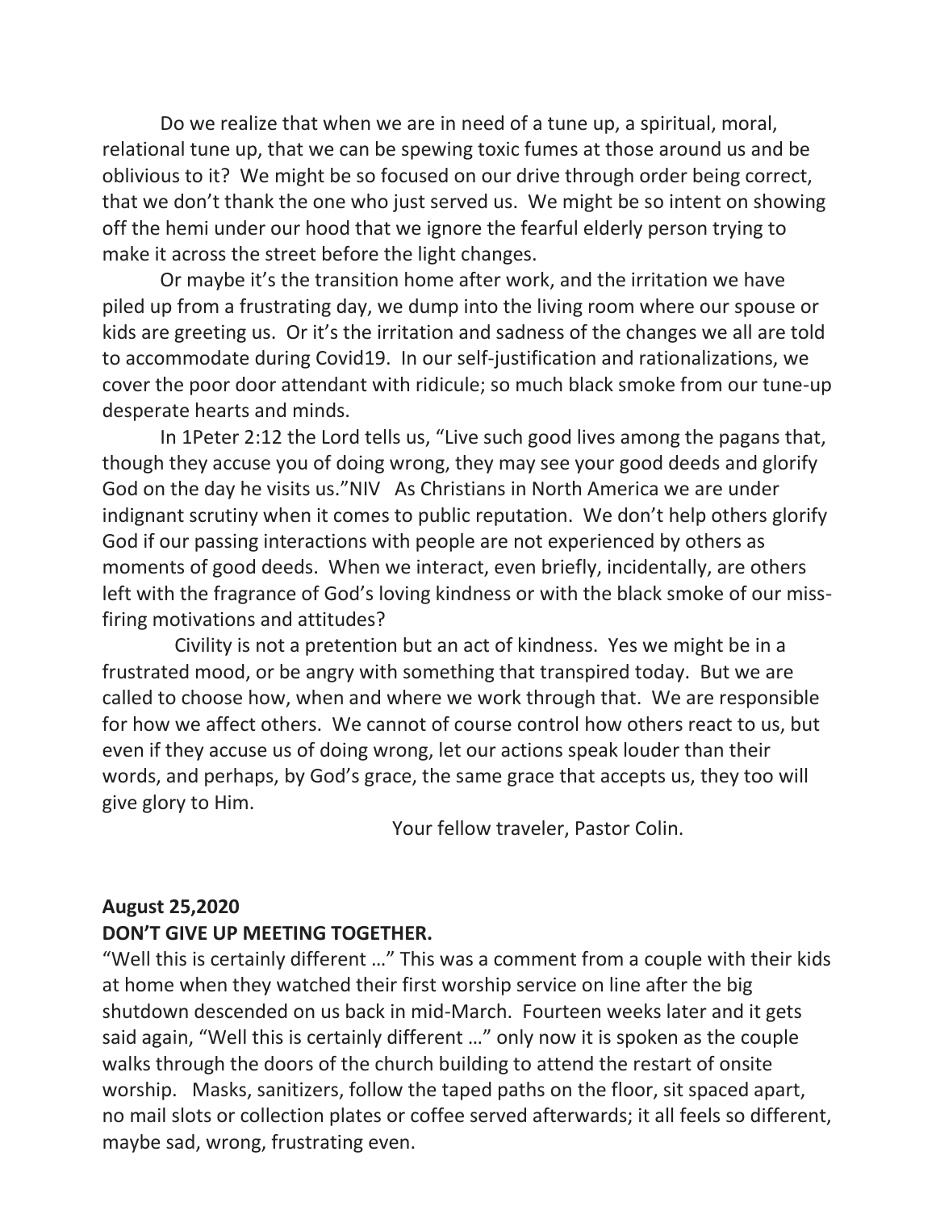Do we realize that when we are in need of a tune up, a spiritual, moral, relational tune up, that we can be spewing toxic fumes at those around us and be oblivious to it? We might be so focused on our drive through order being correct, that we don't thank the one who just served us. We might be so intent on showing off the hemi under our hood that we ignore the fearful elderly person trying to make it across the street before the light changes.

Or maybe it's the transition home after work, and the irritation we have piled up from a frustrating day, we dump into the living room where our spouse or kids are greeting us. Or it's the irritation and sadness of the changes we all are told to accommodate during Covid19. In our self-justification and rationalizations, we cover the poor door attendant with ridicule; so much black smoke from our tune-up desperate hearts and minds.

In 1Peter 2:12 the Lord tells us, "Live such good lives among the pagans that, though they accuse you of doing wrong, they may see your good deeds and glorify God on the day he visits us."NIV As Christians in North America we are under indignant scrutiny when it comes to public reputation. We don't help others glorify God if our passing interactions with people are not experienced by others as moments of good deeds. When we interact, even briefly, incidentally, are others left with the fragrance of God's loving kindness or with the black smoke of our miss-firing motivations and attitudes?

Civility is not a pretention but an act of kindness. Yes we might be in a frustrated mood, or be angry with something that transpired today. But we are called to choose how, when and where we work through that. We are responsible for how we affect others. We cannot of course control how others react to us, but even if they accuse us of doing wrong, let our actions speak louder than their words, and perhaps, by God's grace, the same grace that accepts us, they too will give glory to Him.

Your fellow traveler, Pastor Colin.

**August 25,2020**

**DON'T GIVE UP MEETING TOGETHER.**

"Well this is certainly different …" This was a comment from a couple with their kids at home when they watched their first worship service on line after the big shutdown descended on us back in mid-March. Fourteen weeks later and it gets said again, "Well this is certainly different …" only now it is spoken as the couple walks through the doors of the church building to attend the restart of onsite worship. Masks, sanitizers, follow the taped paths on the floor, sit spaced apart, no mail slots or collection plates or coffee served afterwards; it all feels so different, maybe sad, wrong, frustrating even.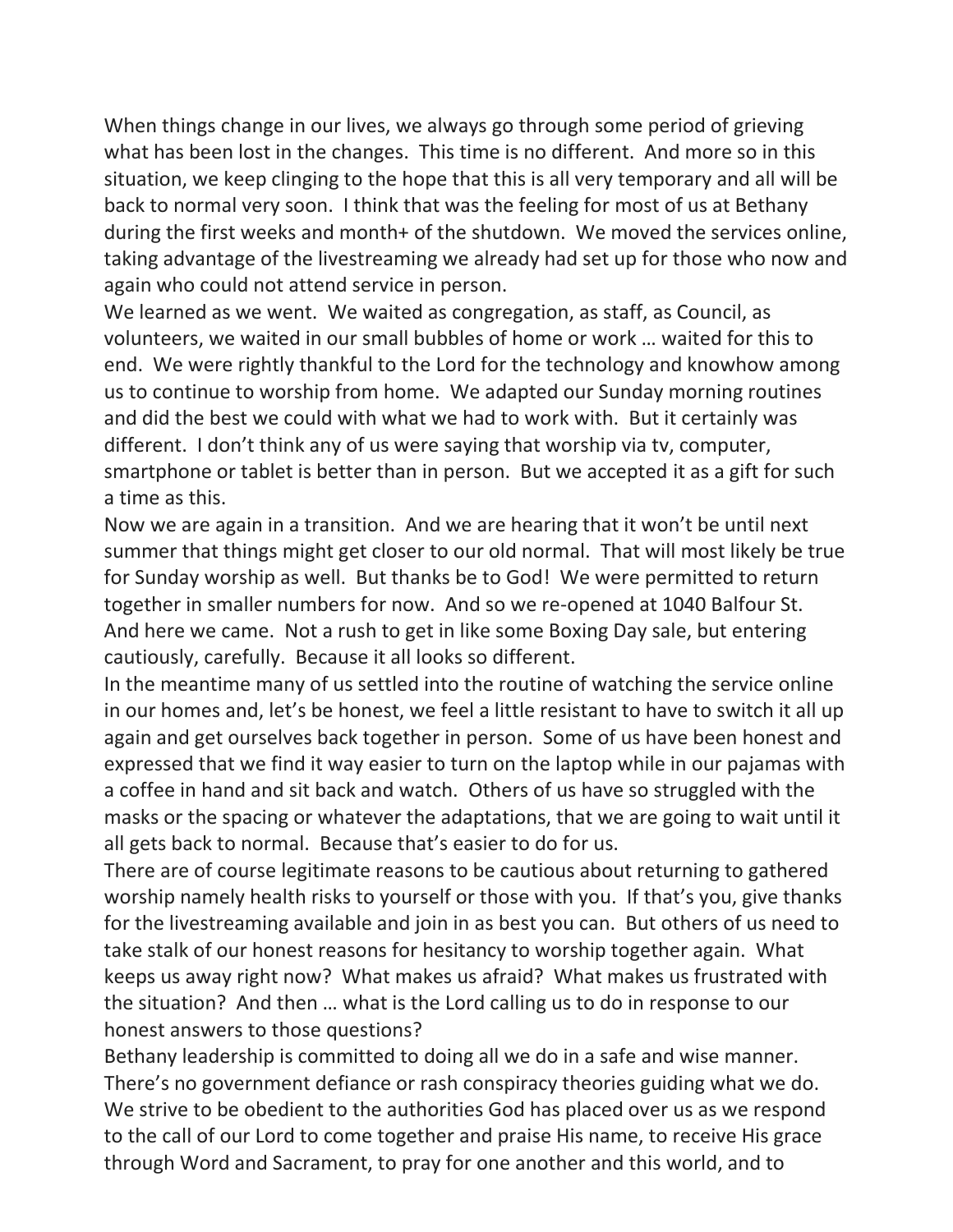When things change in our lives, we always go through some period of grieving what has been lost in the changes.  This time is no different.  And more so in this situation, we keep clinging to the hope that this is all very temporary and all will be back to normal very soon.  I think that was the feeling for most of us at Bethany during the first weeks and month+ of the shutdown.  We moved the services online, taking advantage of the livestreaming we already had set up for those who now and again who could not attend service in person.

We learned as we went.  We waited as congregation, as staff, as Council, as volunteers, we waited in our small bubbles of home or work … waited for this to end.  We were rightly thankful to the Lord for the technology and knowhow among us to continue to worship from home.  We adapted our Sunday morning routines and did the best we could with what we had to work with.  But it certainly was different.  I don't think any of us were saying that worship via tv, computer, smartphone or tablet is better than in person.  But we accepted it as a gift for such a time as this.

Now we are again in a transition.  And we are hearing that it won't be until next summer that things might get closer to our old normal.  That will most likely be true for Sunday worship as well.  But thanks be to God!  We were permitted to return together in smaller numbers for now.  And so we re-opened at 1040 Balfour St.  And here we came.  Not a rush to get in like some Boxing Day sale, but entering cautiously, carefully.  Because it all looks so different.

In the meantime many of us settled into the routine of watching the service online in our homes and, let's be honest, we feel a little resistant to have to switch it all up again and get ourselves back together in person.  Some of us have been honest and expressed that we find it way easier to turn on the laptop while in our pajamas with a coffee in hand and sit back and watch.  Others of us have so struggled with the masks or the spacing or whatever the adaptations, that we are going to wait until it all gets back to normal.  Because that's easier to do for us.

There are of course legitimate reasons to be cautious about returning to gathered worship namely health risks to yourself or those with you.  If that's you, give thanks for the livestreaming available and join in as best you can.  But others of us need to take stalk of our honest reasons for hesitancy to worship together again.  What keeps us away right now?  What makes us afraid?  What makes us frustrated with the situation?  And then … what is the Lord calling us to do in response to our honest answers to those questions?

Bethany leadership is committed to doing all we do in a safe and wise manner.  There's no government defiance or rash conspiracy theories guiding what we do.  We strive to be obedient to the authorities God has placed over us as we respond to the call of our Lord to come together and praise His name, to receive His grace through Word and Sacrament, to pray for one another and this world, and to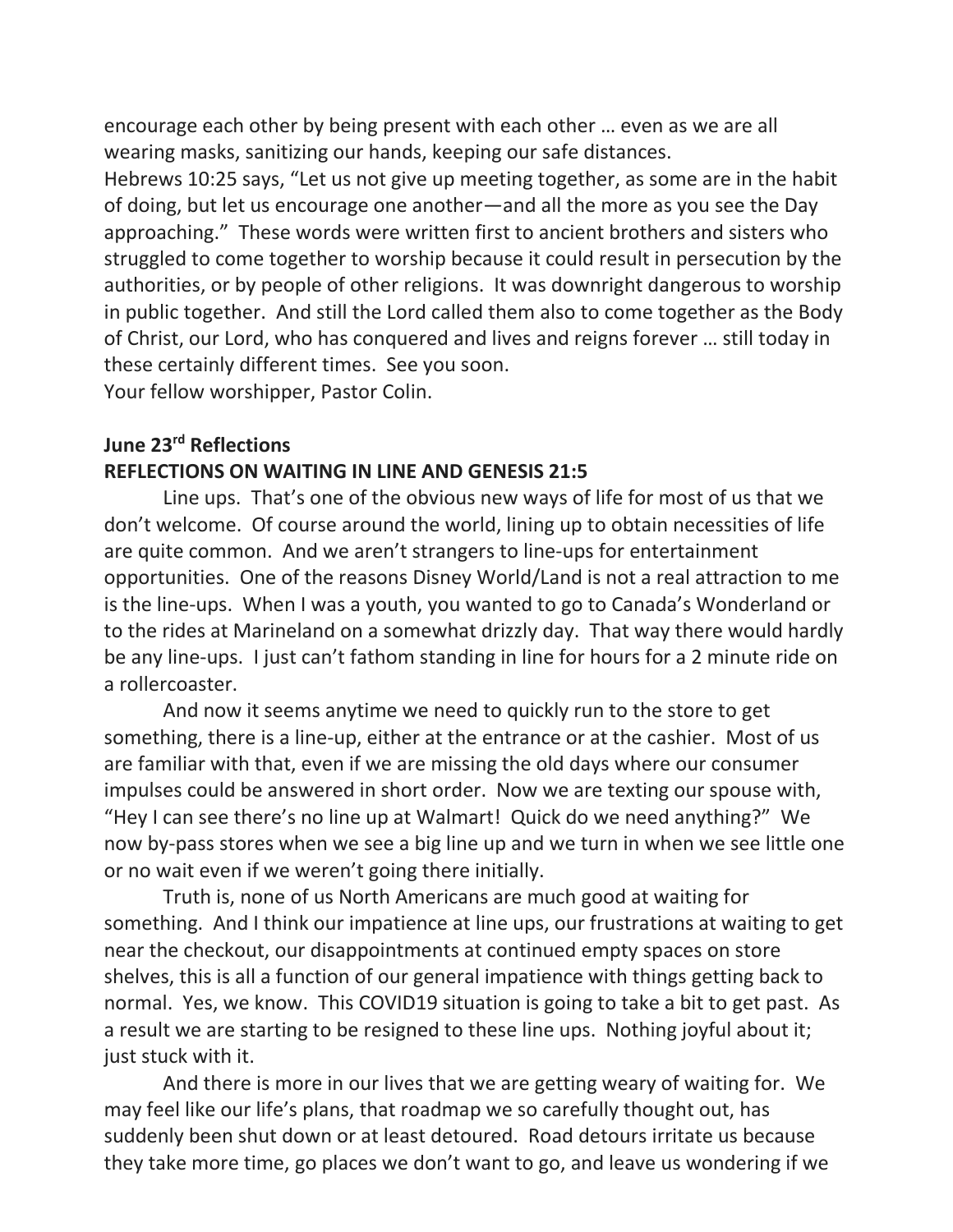encourage each other by being present with each other … even as we are all wearing masks, sanitizing our hands, keeping our safe distances.
Hebrews 10:25 says, "Let us not give up meeting together, as some are in the habit of doing, but let us encourage one another—and all the more as you see the Day approaching." These words were written first to ancient brothers and sisters who struggled to come together to worship because it could result in persecution by the authorities, or by people of other religions. It was downright dangerous to worship in public together. And still the Lord called them also to come together as the Body of Christ, our Lord, who has conquered and lives and reigns forever … still today in these certainly different times. See you soon.
Your fellow worshipper, Pastor Colin.

**June 23rd Reflections**
**REFLECTIONS ON WAITING IN LINE AND GENESIS 21:5**

Line ups. That's one of the obvious new ways of life for most of us that we don't welcome. Of course around the world, lining up to obtain necessities of life are quite common. And we aren't strangers to line-ups for entertainment opportunities. One of the reasons Disney World/Land is not a real attraction to me is the line-ups. When I was a youth, you wanted to go to Canada's Wonderland or to the rides at Marineland on a somewhat drizzly day. That way there would hardly be any line-ups. I just can't fathom standing in line for hours for a 2 minute ride on a rollercoaster.

And now it seems anytime we need to quickly run to the store to get something, there is a line-up, either at the entrance or at the cashier. Most of us are familiar with that, even if we are missing the old days where our consumer impulses could be answered in short order. Now we are texting our spouse with, "Hey I can see there's no line up at Walmart! Quick do we need anything?" We now by-pass stores when we see a big line up and we turn in when we see little one or no wait even if we weren't going there initially.

Truth is, none of us North Americans are much good at waiting for something. And I think our impatience at line ups, our frustrations at waiting to get near the checkout, our disappointments at continued empty spaces on store shelves, this is all a function of our general impatience with things getting back to normal. Yes, we know. This COVID19 situation is going to take a bit to get past. As a result we are starting to be resigned to these line ups. Nothing joyful about it; just stuck with it.

And there is more in our lives that we are getting weary of waiting for. We may feel like our life's plans, that roadmap we so carefully thought out, has suddenly been shut down or at least detoured. Road detours irritate us because they take more time, go places we don't want to go, and leave us wondering if we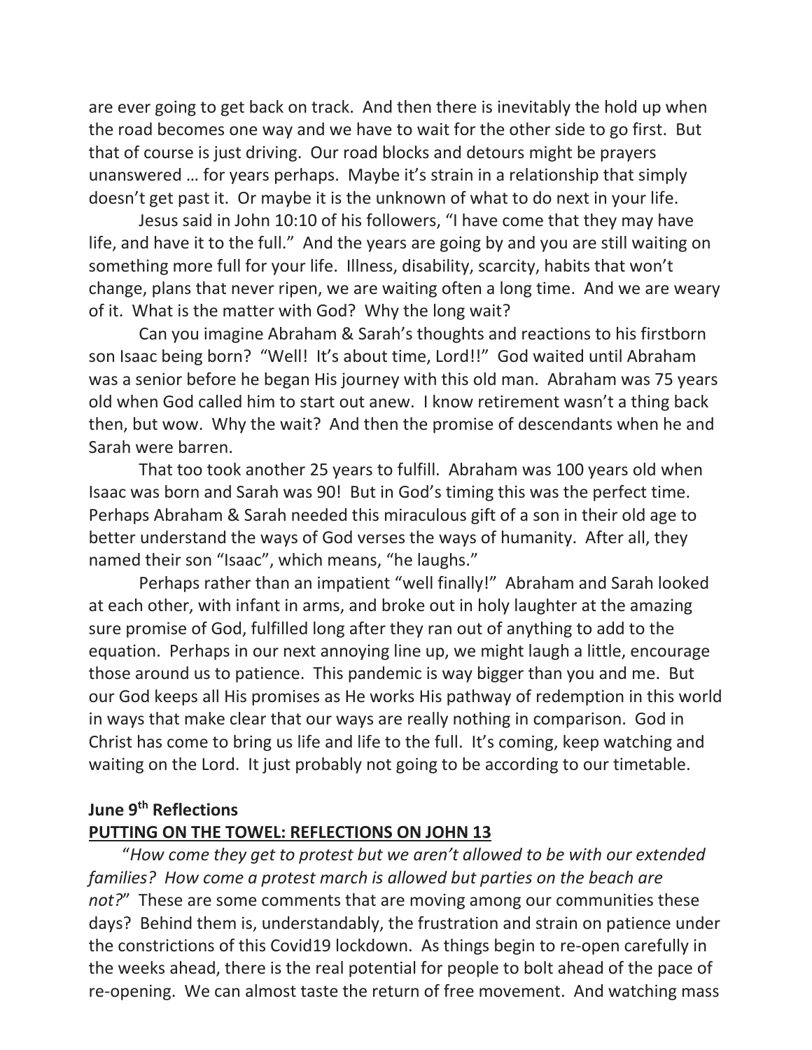are ever going to get back on track. And then there is inevitably the hold up when the road becomes one way and we have to wait for the other side to go first. But that of course is just driving. Our road blocks and detours might be prayers unanswered … for years perhaps. Maybe it's strain in a relationship that simply doesn't get past it. Or maybe it is the unknown of what to do next in your life.

Jesus said in John 10:10 of his followers, "I have come that they may have life, and have it to the full." And the years are going by and you are still waiting on something more full for your life. Illness, disability, scarcity, habits that won't change, plans that never ripen, we are waiting often a long time. And we are weary of it. What is the matter with God? Why the long wait?

Can you imagine Abraham & Sarah's thoughts and reactions to his firstborn son Isaac being born? "Well! It's about time, Lord!!" God waited until Abraham was a senior before he began His journey with this old man. Abraham was 75 years old when God called him to start out anew. I know retirement wasn't a thing back then, but wow. Why the wait? And then the promise of descendants when he and Sarah were barren.

That too took another 25 years to fulfill. Abraham was 100 years old when Isaac was born and Sarah was 90! But in God's timing this was the perfect time. Perhaps Abraham & Sarah needed this miraculous gift of a son in their old age to better understand the ways of God verses the ways of humanity. After all, they named their son "Isaac", which means, "he laughs."

Perhaps rather than an impatient "well finally!" Abraham and Sarah looked at each other, with infant in arms, and broke out in holy laughter at the amazing sure promise of God, fulfilled long after they ran out of anything to add to the equation. Perhaps in our next annoying line up, we might laugh a little, encourage those around us to patience. This pandemic is way bigger than you and me. But our God keeps all His promises as He works His pathway of redemption in this world in ways that make clear that our ways are really nothing in comparison. God in Christ has come to bring us life and life to the full. It's coming, keep watching and waiting on the Lord. It just probably not going to be according to our timetable.

**June 9th Reflections**

**PUTTING ON THE TOWEL: REFLECTIONS ON JOHN 13**

"*How come they get to protest but we aren't allowed to be with our extended families? How come a protest march is allowed but parties on the beach are not?*" These are some comments that are moving among our communities these days? Behind them is, understandably, the frustration and strain on patience under the constrictions of this Covid19 lockdown. As things begin to re-open carefully in the weeks ahead, there is the real potential for people to bolt ahead of the pace of re-opening. We can almost taste the return of free movement. And watching mass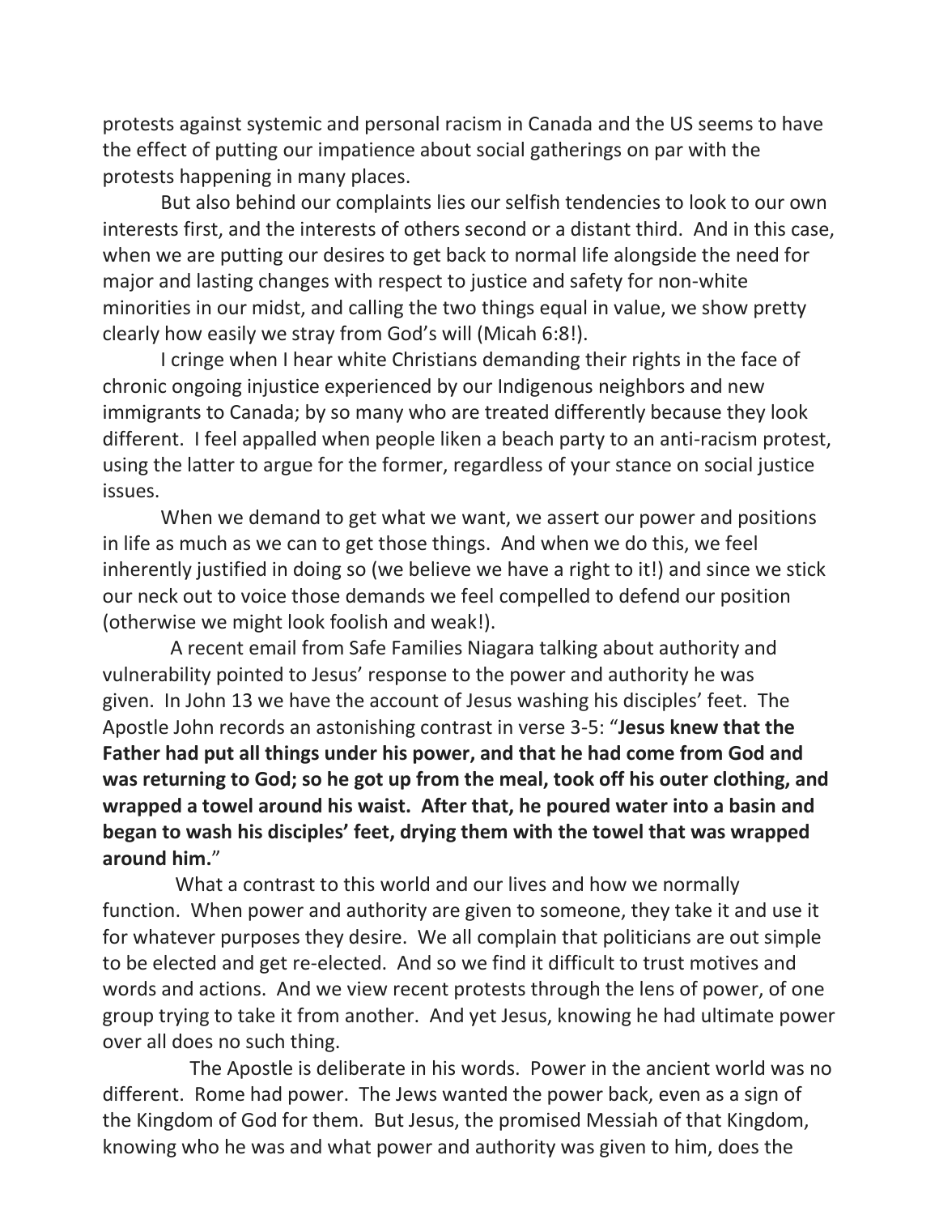protests against systemic and personal racism in Canada and the US seems to have the effect of putting our impatience about social gatherings on par with the protests happening in many places.

But also behind our complaints lies our selfish tendencies to look to our own interests first, and the interests of others second or a distant third. And in this case, when we are putting our desires to get back to normal life alongside the need for major and lasting changes with respect to justice and safety for non-white minorities in our midst, and calling the two things equal in value, we show pretty clearly how easily we stray from God's will (Micah 6:8!).

I cringe when I hear white Christians demanding their rights in the face of chronic ongoing injustice experienced by our Indigenous neighbors and new immigrants to Canada; by so many who are treated differently because they look different. I feel appalled when people liken a beach party to an anti-racism protest, using the latter to argue for the former, regardless of your stance on social justice issues.

When we demand to get what we want, we assert our power and positions in life as much as we can to get those things. And when we do this, we feel inherently justified in doing so (we believe we have a right to it!) and since we stick our neck out to voice those demands we feel compelled to defend our position (otherwise we might look foolish and weak!).

A recent email from Safe Families Niagara talking about authority and vulnerability pointed to Jesus' response to the power and authority he was given. In John 13 we have the account of Jesus washing his disciples' feet. The Apostle John records an astonishing contrast in verse 3-5: "**Jesus knew that the Father had put all things under his power, and that he had come from God and was returning to God; so he got up from the meal, took off his outer clothing, and wrapped a towel around his waist. After that, he poured water into a basin and began to wash his disciples' feet, drying them with the towel that was wrapped around him.**"

What a contrast to this world and our lives and how we normally function. When power and authority are given to someone, they take it and use it for whatever purposes they desire. We all complain that politicians are out simple to be elected and get re-elected. And so we find it difficult to trust motives and words and actions. And we view recent protests through the lens of power, of one group trying to take it from another. And yet Jesus, knowing he had ultimate power over all does no such thing.

The Apostle is deliberate in his words. Power in the ancient world was no different. Rome had power. The Jews wanted the power back, even as a sign of the Kingdom of God for them. But Jesus, the promised Messiah of that Kingdom, knowing who he was and what power and authority was given to him, does the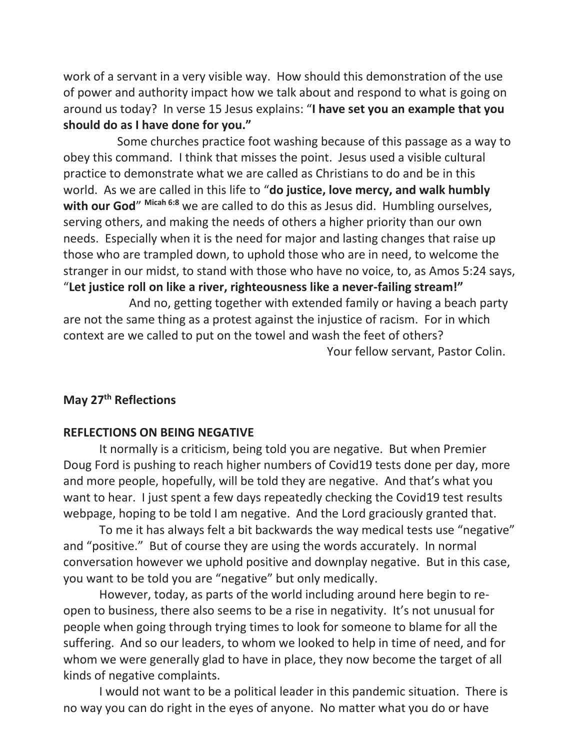work of a servant in a very visible way. How should this demonstration of the use of power and authority impact how we talk about and respond to what is going on around us today? In verse 15 Jesus explains: "**I have set you an example that you should do as I have done for you.**"

Some churches practice foot washing because of this passage as a way to obey this command. I think that misses the point. Jesus used a visible cultural practice to demonstrate what we are called as Christians to do and be in this world. As we are called in this life to "**do justice, love mercy, and walk humbly with our God**" **Micah 6:8** we are called to do this as Jesus did. Humbling ourselves, serving others, and making the needs of others a higher priority than our own needs. Especially when it is the need for major and lasting changes that raise up those who are trampled down, to uphold those who are in need, to welcome the stranger in our midst, to stand with those who have no voice, to, as Amos 5:24 says, "**Let justice roll on like a river, righteousness like a never-failing stream!**"

And no, getting together with extended family or having a beach party are not the same thing as a protest against the injustice of racism. For in which context are we called to put on the towel and wash the feet of others?

Your fellow servant, Pastor Colin.

**May 27th Reflections**

**REFLECTIONS ON BEING NEGATIVE**

It normally is a criticism, being told you are negative. But when Premier Doug Ford is pushing to reach higher numbers of Covid19 tests done per day, more and more people, hopefully, will be told they are negative. And that's what you want to hear. I just spent a few days repeatedly checking the Covid19 test results webpage, hoping to be told I am negative. And the Lord graciously granted that.

To me it has always felt a bit backwards the way medical tests use "negative" and "positive." But of course they are using the words accurately. In normal conversation however we uphold positive and downplay negative. But in this case, you want to be told you are "negative" but only medically.

However, today, as parts of the world including around here begin to re-open to business, there also seems to be a rise in negativity. It's not unusual for people when going through trying times to look for someone to blame for all the suffering. And so our leaders, to whom we looked to help in time of need, and for whom we were generally glad to have in place, they now become the target of all kinds of negative complaints.

I would not want to be a political leader in this pandemic situation. There is no way you can do right in the eyes of anyone. No matter what you do or have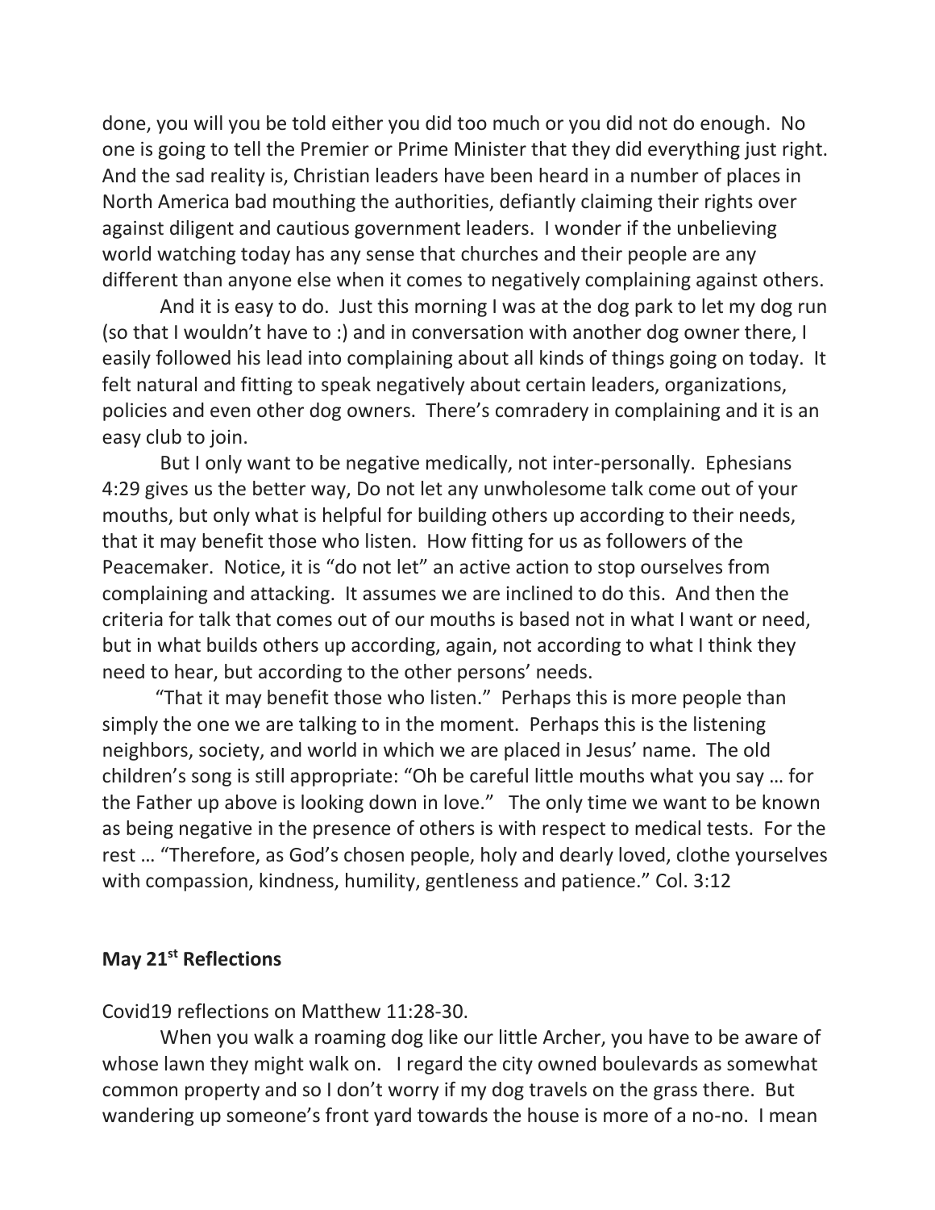done, you will you be told either you did too much or you did not do enough. No one is going to tell the Premier or Prime Minister that they did everything just right. And the sad reality is, Christian leaders have been heard in a number of places in North America bad mouthing the authorities, defiantly claiming their rights over against diligent and cautious government leaders. I wonder if the unbelieving world watching today has any sense that churches and their people are any different than anyone else when it comes to negatively complaining against others.

And it is easy to do. Just this morning I was at the dog park to let my dog run (so that I wouldn't have to :) and in conversation with another dog owner there, I easily followed his lead into complaining about all kinds of things going on today. It felt natural and fitting to speak negatively about certain leaders, organizations, policies and even other dog owners. There's comradery in complaining and it is an easy club to join.

But I only want to be negative medically, not inter-personally. Ephesians 4:29 gives us the better way, Do not let any unwholesome talk come out of your mouths, but only what is helpful for building others up according to their needs, that it may benefit those who listen. How fitting for us as followers of the Peacemaker. Notice, it is "do not let" an active action to stop ourselves from complaining and attacking. It assumes we are inclined to do this. And then the criteria for talk that comes out of our mouths is based not in what I want or need, but in what builds others up according, again, not according to what I think they need to hear, but according to the other persons' needs.

"That it may benefit those who listen." Perhaps this is more people than simply the one we are talking to in the moment. Perhaps this is the listening neighbors, society, and world in which we are placed in Jesus' name. The old children's song is still appropriate: "Oh be careful little mouths what you say … for the Father up above is looking down in love." The only time we want to be known as being negative in the presence of others is with respect to medical tests. For the rest … "Therefore, as God's chosen people, holy and dearly loved, clothe yourselves with compassion, kindness, humility, gentleness and patience." Col. 3:12

**May 21st Reflections**

Covid19 reflections on Matthew 11:28-30.

When you walk a roaming dog like our little Archer, you have to be aware of whose lawn they might walk on. I regard the city owned boulevards as somewhat common property and so I don't worry if my dog travels on the grass there. But wandering up someone's front yard towards the house is more of a no-no. I mean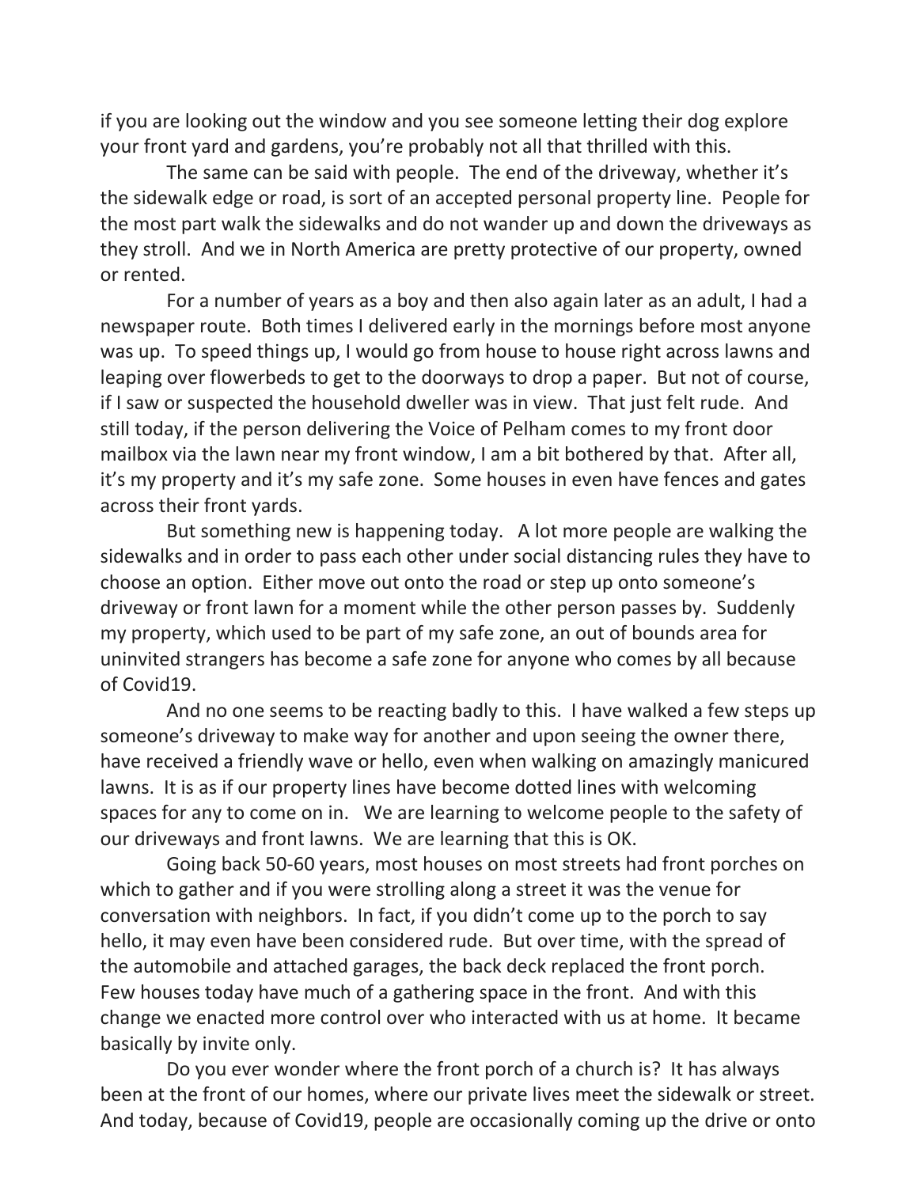if you are looking out the window and you see someone letting their dog explore your front yard and gardens, you're probably not all that thrilled with this.

The same can be said with people. The end of the driveway, whether it's the sidewalk edge or road, is sort of an accepted personal property line. People for the most part walk the sidewalks and do not wander up and down the driveways as they stroll. And we in North America are pretty protective of our property, owned or rented.

For a number of years as a boy and then also again later as an adult, I had a newspaper route. Both times I delivered early in the mornings before most anyone was up. To speed things up, I would go from house to house right across lawns and leaping over flowerbeds to get to the doorways to drop a paper. But not of course, if I saw or suspected the household dweller was in view. That just felt rude. And still today, if the person delivering the Voice of Pelham comes to my front door mailbox via the lawn near my front window, I am a bit bothered by that. After all, it's my property and it's my safe zone. Some houses in even have fences and gates across their front yards.

But something new is happening today. A lot more people are walking the sidewalks and in order to pass each other under social distancing rules they have to choose an option. Either move out onto the road or step up onto someone's driveway or front lawn for a moment while the other person passes by. Suddenly my property, which used to be part of my safe zone, an out of bounds area for uninvited strangers has become a safe zone for anyone who comes by all because of Covid19.

And no one seems to be reacting badly to this. I have walked a few steps up someone's driveway to make way for another and upon seeing the owner there, have received a friendly wave or hello, even when walking on amazingly manicured lawns. It is as if our property lines have become dotted lines with welcoming spaces for any to come on in. We are learning to welcome people to the safety of our driveways and front lawns. We are learning that this is OK.

Going back 50-60 years, most houses on most streets had front porches on which to gather and if you were strolling along a street it was the venue for conversation with neighbors. In fact, if you didn't come up to the porch to say hello, it may even have been considered rude. But over time, with the spread of the automobile and attached garages, the back deck replaced the front porch. Few houses today have much of a gathering space in the front. And with this change we enacted more control over who interacted with us at home. It became basically by invite only.

Do you ever wonder where the front porch of a church is? It has always been at the front of our homes, where our private lives meet the sidewalk or street. And today, because of Covid19, people are occasionally coming up the drive or onto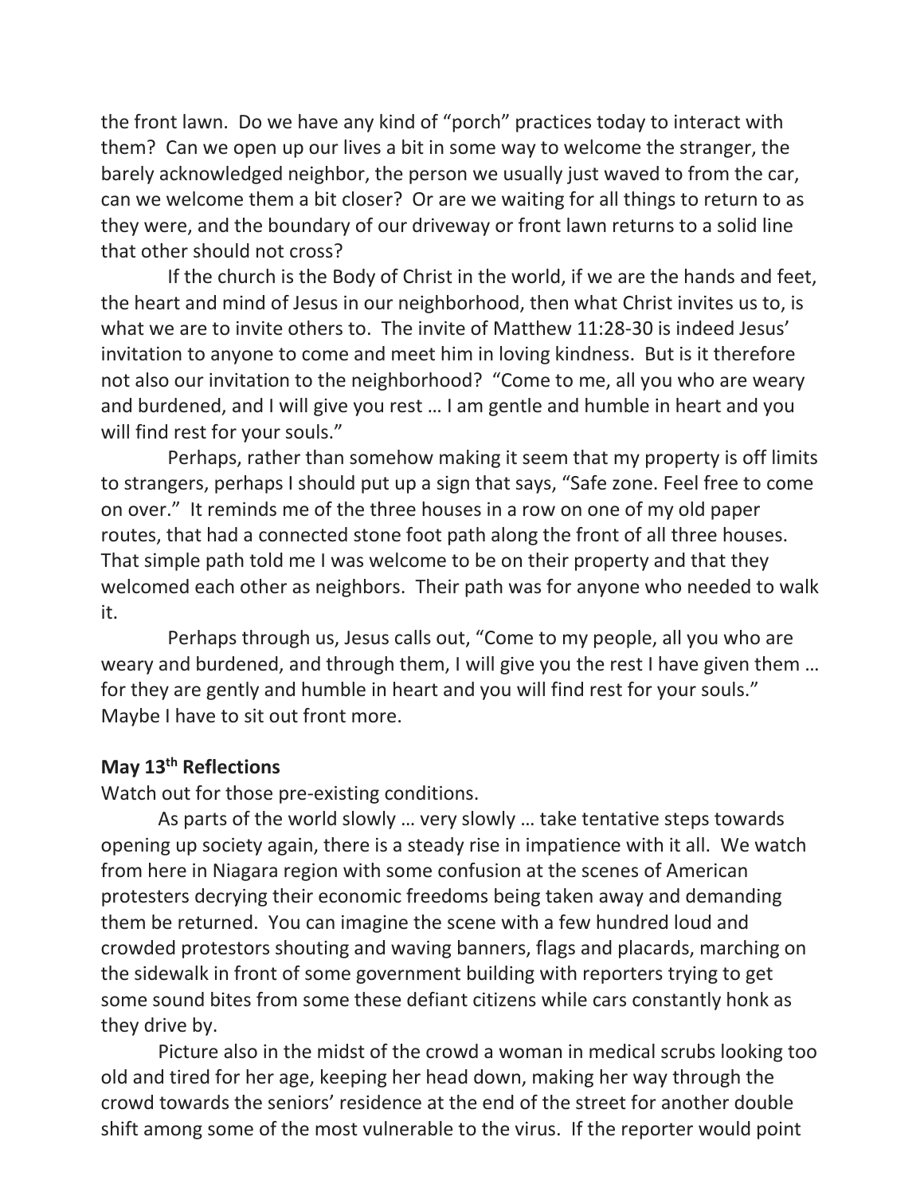the front lawn. Do we have any kind of "porch" practices today to interact with them? Can we open up our lives a bit in some way to welcome the stranger, the barely acknowledged neighbor, the person we usually just waved to from the car, can we welcome them a bit closer? Or are we waiting for all things to return to as they were, and the boundary of our driveway or front lawn returns to a solid line that other should not cross?

If the church is the Body of Christ in the world, if we are the hands and feet, the heart and mind of Jesus in our neighborhood, then what Christ invites us to, is what we are to invite others to. The invite of Matthew 11:28-30 is indeed Jesus' invitation to anyone to come and meet him in loving kindness. But is it therefore not also our invitation to the neighborhood? "Come to me, all you who are weary and burdened, and I will give you rest … I am gentle and humble in heart and you will find rest for your souls."

Perhaps, rather than somehow making it seem that my property is off limits to strangers, perhaps I should put up a sign that says, "Safe zone. Feel free to come on over." It reminds me of the three houses in a row on one of my old paper routes, that had a connected stone foot path along the front of all three houses. That simple path told me I was welcome to be on their property and that they welcomed each other as neighbors. Their path was for anyone who needed to walk it.

Perhaps through us, Jesus calls out, "Come to my people, all you who are weary and burdened, and through them, I will give you the rest I have given them … for they are gently and humble in heart and you will find rest for your souls." Maybe I have to sit out front more.

**May 13th Reflections**

Watch out for those pre-existing conditions.

As parts of the world slowly … very slowly … take tentative steps towards opening up society again, there is a steady rise in impatience with it all. We watch from here in Niagara region with some confusion at the scenes of American protesters decrying their economic freedoms being taken away and demanding them be returned. You can imagine the scene with a few hundred loud and crowded protestors shouting and waving banners, flags and placards, marching on the sidewalk in front of some government building with reporters trying to get some sound bites from some these defiant citizens while cars constantly honk as they drive by.

Picture also in the midst of the crowd a woman in medical scrubs looking too old and tired for her age, keeping her head down, making her way through the crowd towards the seniors' residence at the end of the street for another double shift among some of the most vulnerable to the virus. If the reporter would point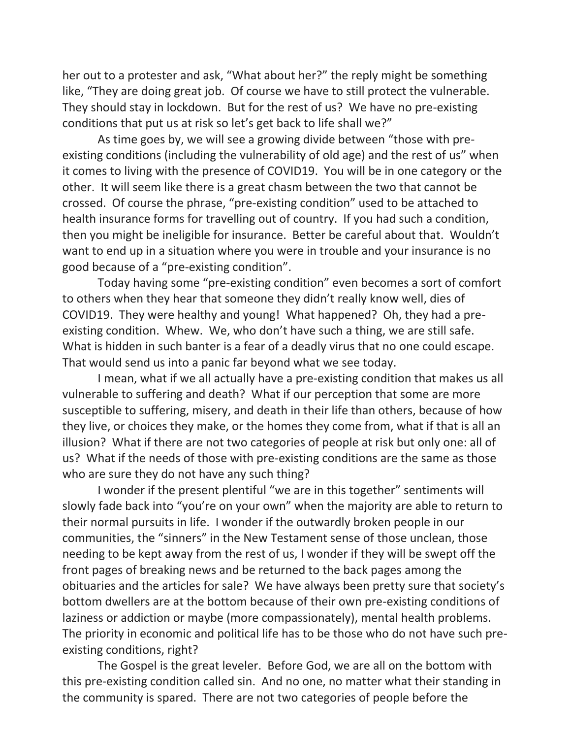her out to a protester and ask, "What about her?" the reply might be something like, "They are doing great job. Of course we have to still protect the vulnerable. They should stay in lockdown. But for the rest of us? We have no pre-existing conditions that put us at risk so let's get back to life shall we?"

As time goes by, we will see a growing divide between "those with pre-existing conditions (including the vulnerability of old age) and the rest of us" when it comes to living with the presence of COVID19. You will be in one category or the other. It will seem like there is a great chasm between the two that cannot be crossed. Of course the phrase, "pre-existing condition" used to be attached to health insurance forms for travelling out of country. If you had such a condition, then you might be ineligible for insurance. Better be careful about that. Wouldn't want to end up in a situation where you were in trouble and your insurance is no good because of a "pre-existing condition".

Today having some "pre-existing condition" even becomes a sort of comfort to others when they hear that someone they didn't really know well, dies of COVID19. They were healthy and young! What happened? Oh, they had a pre-existing condition. Whew. We, who don't have such a thing, we are still safe. What is hidden in such banter is a fear of a deadly virus that no one could escape. That would send us into a panic far beyond what we see today.

I mean, what if we all actually have a pre-existing condition that makes us all vulnerable to suffering and death? What if our perception that some are more susceptible to suffering, misery, and death in their life than others, because of how they live, or choices they make, or the homes they come from, what if that is all an illusion? What if there are not two categories of people at risk but only one: all of us? What if the needs of those with pre-existing conditions are the same as those who are sure they do not have any such thing?

I wonder if the present plentiful "we are in this together" sentiments will slowly fade back into "you're on your own" when the majority are able to return to their normal pursuits in life. I wonder if the outwardly broken people in our communities, the "sinners" in the New Testament sense of those unclean, those needing to be kept away from the rest of us, I wonder if they will be swept off the front pages of breaking news and be returned to the back pages among the obituaries and the articles for sale? We have always been pretty sure that society's bottom dwellers are at the bottom because of their own pre-existing conditions of laziness or addiction or maybe (more compassionately), mental health problems. The priority in economic and political life has to be those who do not have such pre-existing conditions, right?

The Gospel is the great leveler. Before God, we are all on the bottom with this pre-existing condition called sin. And no one, no matter what their standing in the community is spared. There are not two categories of people before the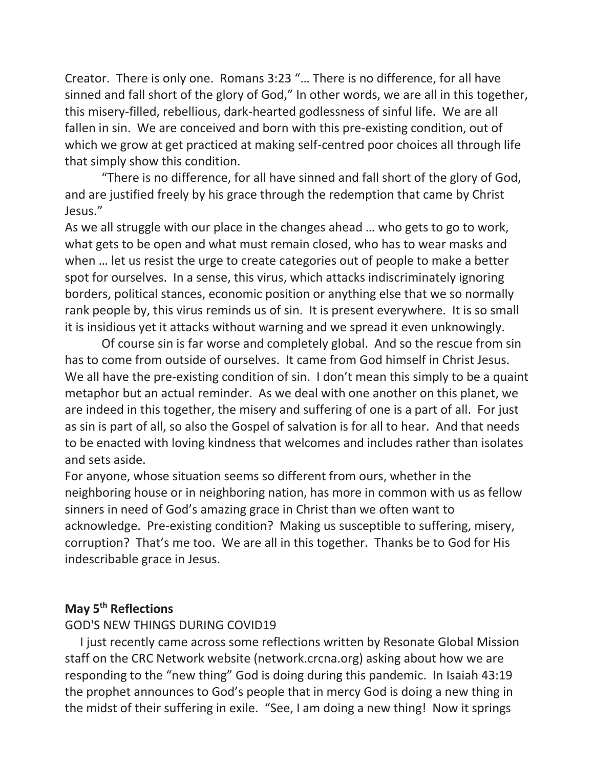Creator. There is only one. Romans 3:23 "… There is no difference, for all have sinned and fall short of the glory of God," In other words, we are all in this together, this misery-filled, rebellious, dark-hearted godlessness of sinful life. We are all fallen in sin. We are conceived and born with this pre-existing condition, out of which we grow at get practiced at making self-centred poor choices all through life that simply show this condition.

"There is no difference, for all have sinned and fall short of the glory of God, and are justified freely by his grace through the redemption that came by Christ Jesus."

As we all struggle with our place in the changes ahead … who gets to go to work, what gets to be open and what must remain closed, who has to wear masks and when … let us resist the urge to create categories out of people to make a better spot for ourselves. In a sense, this virus, which attacks indiscriminately ignoring borders, political stances, economic position or anything else that we so normally rank people by, this virus reminds us of sin. It is present everywhere. It is so small it is insidious yet it attacks without warning and we spread it even unknowingly.

Of course sin is far worse and completely global. And so the rescue from sin has to come from outside of ourselves. It came from God himself in Christ Jesus. We all have the pre-existing condition of sin. I don't mean this simply to be a quaint metaphor but an actual reminder. As we deal with one another on this planet, we are indeed in this together, the misery and suffering of one is a part of all. For just as sin is part of all, so also the Gospel of salvation is for all to hear. And that needs to be enacted with loving kindness that welcomes and includes rather than isolates and sets aside.

For anyone, whose situation seems so different from ours, whether in the neighboring house or in neighboring nation, has more in common with us as fellow sinners in need of God's amazing grace in Christ than we often want to acknowledge. Pre-existing condition? Making us susceptible to suffering, misery, corruption? That's me too. We are all in this together. Thanks be to God for His indescribable grace in Jesus.

**May 5th Reflections**

GOD'S NEW THINGS DURING COVID19

I just recently came across some reflections written by Resonate Global Mission staff on the CRC Network website (network.crcna.org) asking about how we are responding to the "new thing" God is doing during this pandemic. In Isaiah 43:19 the prophet announces to God's people that in mercy God is doing a new thing in the midst of their suffering in exile. "See, I am doing a new thing! Now it springs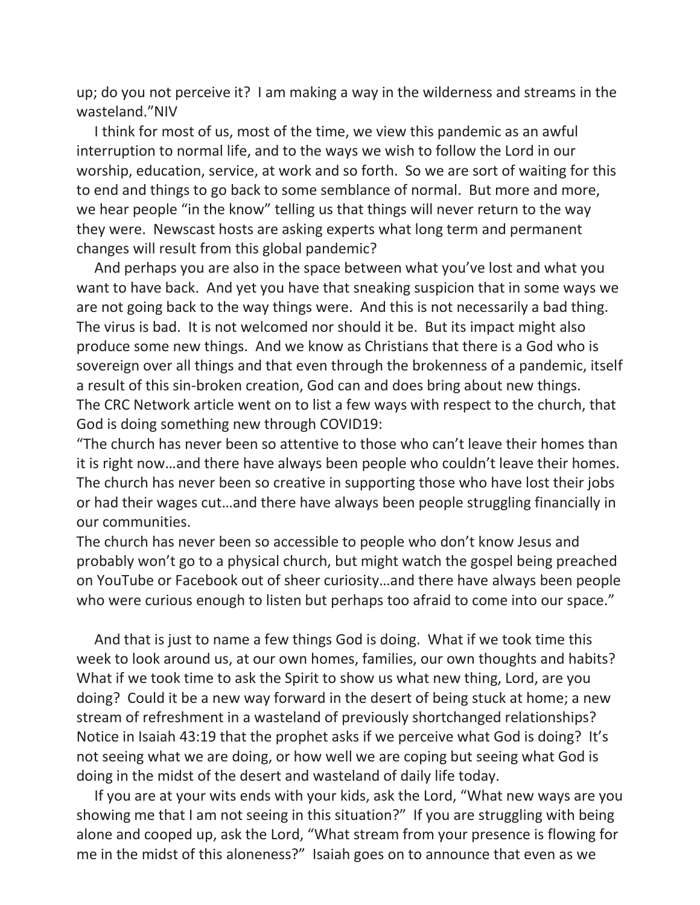up; do you not perceive it? I am making a way in the wilderness and streams in the wasteland."NIV

I think for most of us, most of the time, we view this pandemic as an awful interruption to normal life, and to the ways we wish to follow the Lord in our worship, education, service, at work and so forth. So we are sort of waiting for this to end and things to go back to some semblance of normal. But more and more, we hear people "in the know" telling us that things will never return to the way they were. Newscast hosts are asking experts what long term and permanent changes will result from this global pandemic?

And perhaps you are also in the space between what you've lost and what you want to have back. And yet you have that sneaking suspicion that in some ways we are not going back to the way things were. And this is not necessarily a bad thing. The virus is bad. It is not welcomed nor should it be. But its impact might also produce some new things. And we know as Christians that there is a God who is sovereign over all things and that even through the brokenness of a pandemic, itself a result of this sin-broken creation, God can and does bring about new things.
The CRC Network article went on to list a few ways with respect to the church, that God is doing something new through COVID19:

"The church has never been so attentive to those who can't leave their homes than it is right now…and there have always been people who couldn't leave their homes.
The church has never been so creative in supporting those who have lost their jobs or had their wages cut…and there have always been people struggling financially in our communities.
The church has never been so accessible to people who don't know Jesus and probably won't go to a physical church, but might watch the gospel being preached on YouTube or Facebook out of sheer curiosity…and there have always been people who were curious enough to listen but perhaps too afraid to come into our space."

And that is just to name a few things God is doing. What if we took time this week to look around us, at our own homes, families, our own thoughts and habits? What if we took time to ask the Spirit to show us what new thing, Lord, are you doing? Could it be a new way forward in the desert of being stuck at home; a new stream of refreshment in a wasteland of previously shortchanged relationships? Notice in Isaiah 43:19 that the prophet asks if we perceive what God is doing? It's not seeing what we are doing, or how well we are coping but seeing what God is doing in the midst of the desert and wasteland of daily life today.

If you are at your wits ends with your kids, ask the Lord, "What new ways are you showing me that I am not seeing in this situation?" If you are struggling with being alone and cooped up, ask the Lord, "What stream from your presence is flowing for me in the midst of this aloneness?" Isaiah goes on to announce that even as we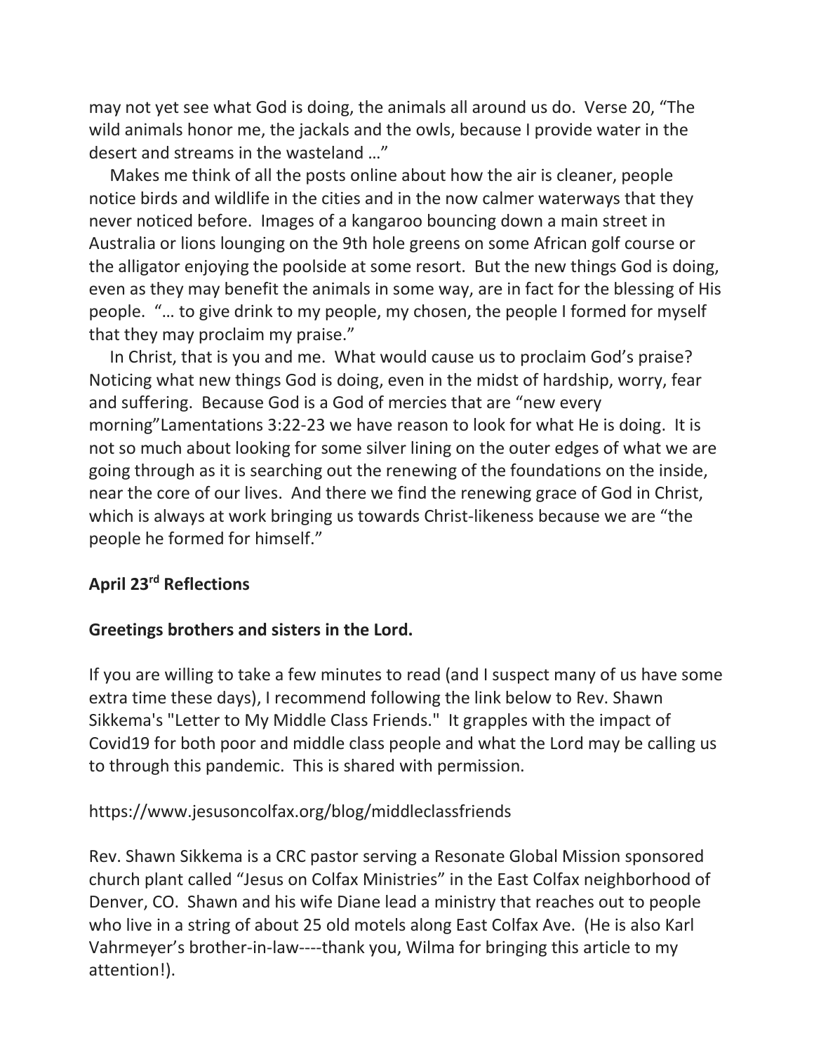may not yet see what God is doing, the animals all around us do. Verse 20, "The wild animals honor me, the jackals and the owls, because I provide water in the desert and streams in the wasteland …"

Makes me think of all the posts online about how the air is cleaner, people notice birds and wildlife in the cities and in the now calmer waterways that they never noticed before. Images of a kangaroo bouncing down a main street in Australia or lions lounging on the 9th hole greens on some African golf course or the alligator enjoying the poolside at some resort. But the new things God is doing, even as they may benefit the animals in some way, are in fact for the blessing of His people. "… to give drink to my people, my chosen, the people I formed for myself that they may proclaim my praise."

In Christ, that is you and me. What would cause us to proclaim God's praise? Noticing what new things God is doing, even in the midst of hardship, worry, fear and suffering. Because God is a God of mercies that are "new every morning"Lamentations 3:22-23 we have reason to look for what He is doing. It is not so much about looking for some silver lining on the outer edges of what we are going through as it is searching out the renewing of the foundations on the inside, near the core of our lives. And there we find the renewing grace of God in Christ, which is always at work bringing us towards Christ-likeness because we are "the people he formed for himself."

**April 23rd Reflections**

**Greetings brothers and sisters in the Lord.**

If you are willing to take a few minutes to read (and I suspect many of us have some extra time these days), I recommend following the link below to Rev. Shawn Sikkema's "Letter to My Middle Class Friends." It grapples with the impact of Covid19 for both poor and middle class people and what the Lord may be calling us to through this pandemic. This is shared with permission.

https://www.jesusoncolfax.org/blog/middleclassfriends

Rev. Shawn Sikkema is a CRC pastor serving a Resonate Global Mission sponsored church plant called "Jesus on Colfax Ministries" in the East Colfax neighborhood of Denver, CO. Shawn and his wife Diane lead a ministry that reaches out to people who live in a string of about 25 old motels along East Colfax Ave. (He is also Karl Vahrmeyer's brother-in-law----thank you, Wilma for bringing this article to my attention!).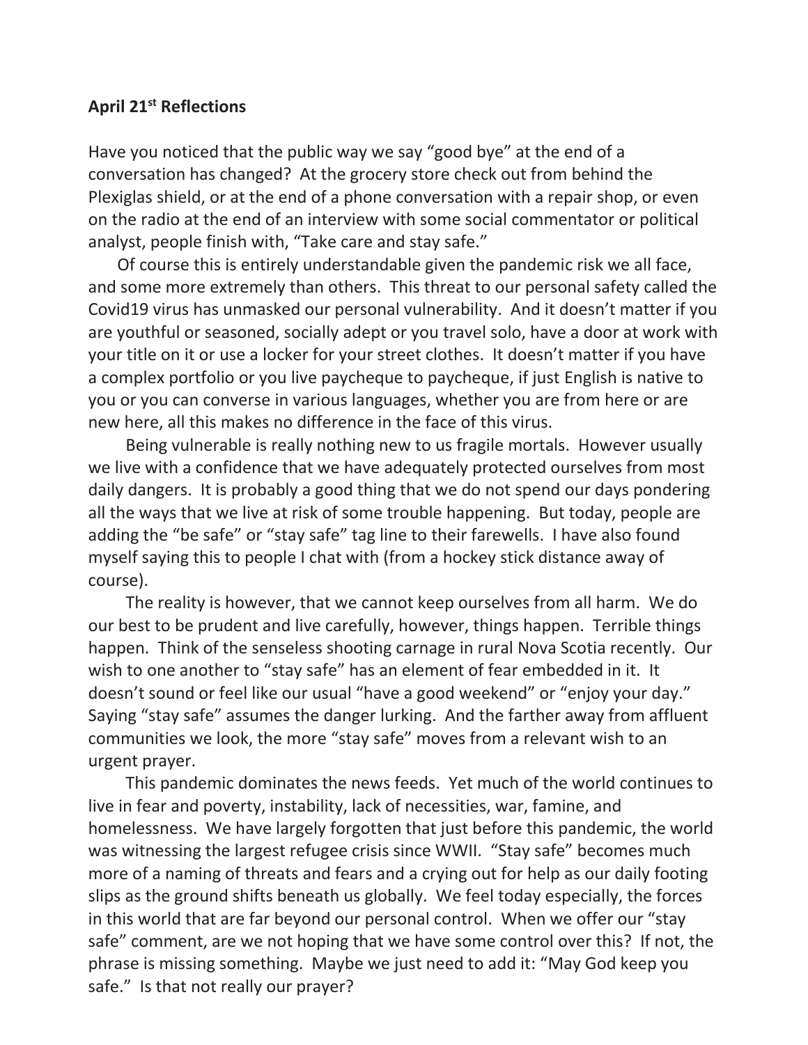**April 21st Reflections**

Have you noticed that the public way we say "good bye" at the end of a conversation has changed? At the grocery store check out from behind the Plexiglas shield, or at the end of a phone conversation with a repair shop, or even on the radio at the end of an interview with some social commentator or political analyst, people finish with, "Take care and stay safe."

Of course this is entirely understandable given the pandemic risk we all face, and some more extremely than others. This threat to our personal safety called the Covid19 virus has unmasked our personal vulnerability. And it doesn't matter if you are youthful or seasoned, socially adept or you travel solo, have a door at work with your title on it or use a locker for your street clothes. It doesn't matter if you have a complex portfolio or you live paycheque to paycheque, if just English is native to you or you can converse in various languages, whether you are from here or are new here, all this makes no difference in the face of this virus.

Being vulnerable is really nothing new to us fragile mortals. However usually we live with a confidence that we have adequately protected ourselves from most daily dangers. It is probably a good thing that we do not spend our days pondering all the ways that we live at risk of some trouble happening. But today, people are adding the "be safe" or "stay safe" tag line to their farewells. I have also found myself saying this to people I chat with (from a hockey stick distance away of course).

The reality is however, that we cannot keep ourselves from all harm. We do our best to be prudent and live carefully, however, things happen. Terrible things happen. Think of the senseless shooting carnage in rural Nova Scotia recently. Our wish to one another to "stay safe" has an element of fear embedded in it. It doesn't sound or feel like our usual "have a good weekend" or "enjoy your day." Saying "stay safe" assumes the danger lurking. And the farther away from affluent communities we look, the more "stay safe" moves from a relevant wish to an urgent prayer.

This pandemic dominates the news feeds. Yet much of the world continues to live in fear and poverty, instability, lack of necessities, war, famine, and homelessness. We have largely forgotten that just before this pandemic, the world was witnessing the largest refugee crisis since WWII. "Stay safe" becomes much more of a naming of threats and fears and a crying out for help as our daily footing slips as the ground shifts beneath us globally. We feel today especially, the forces in this world that are far beyond our personal control. When we offer our "stay safe" comment, are we not hoping that we have some control over this? If not, the phrase is missing something. Maybe we just need to add it: "May God keep you safe." Is that not really our prayer?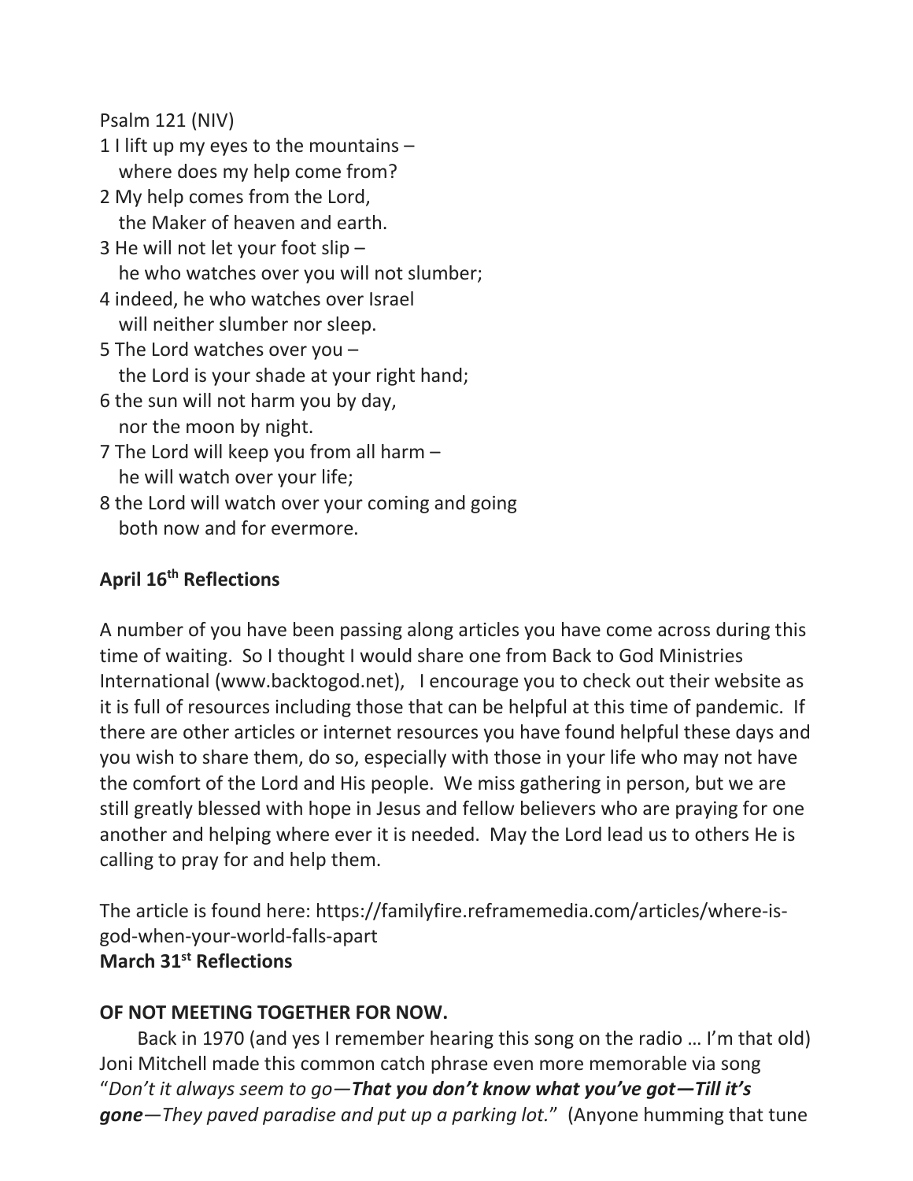Psalm 121 (NIV)

1 I lift up my eyes to the mountains –
   where does my help come from?
2 My help comes from the Lord,
   the Maker of heaven and earth.
3 He will not let your foot slip –
   he who watches over you will not slumber;
4 indeed, he who watches over Israel
   will neither slumber nor sleep.
5 The Lord watches over you –
   the Lord is your shade at your right hand;
6 the sun will not harm you by day,
   nor the moon by night.
7 The Lord will keep you from all harm –
   he will watch over your life;
8 the Lord will watch over your coming and going
   both now and for evermore.

**April 16th Reflections**

A number of you have been passing along articles you have come across during this time of waiting. So I thought I would share one from Back to God Ministries International (www.backtogod.net), I encourage you to check out their website as it is full of resources including those that can be helpful at this time of pandemic. If there are other articles or internet resources you have found helpful these days and you wish to share them, do so, especially with those in your life who may not have the comfort of the Lord and His people. We miss gathering in person, but we are still greatly blessed with hope in Jesus and fellow believers who are praying for one another and helping where ever it is needed. May the Lord lead us to others He is calling to pray for and help them.

The article is found here: https://familyfire.reframemedia.com/articles/where-is-god-when-your-world-falls-apart

**March 31st Reflections**

**OF NOT MEETING TOGETHER FOR NOW.**

Back in 1970 (and yes I remember hearing this song on the radio … I'm that old) Joni Mitchell made this common catch phrase even more memorable via song "*Don't it always seem to go—**That you don't know what you've got—Till it's gone**—They paved paradise and put up a parking lot.*" (Anyone humming that tune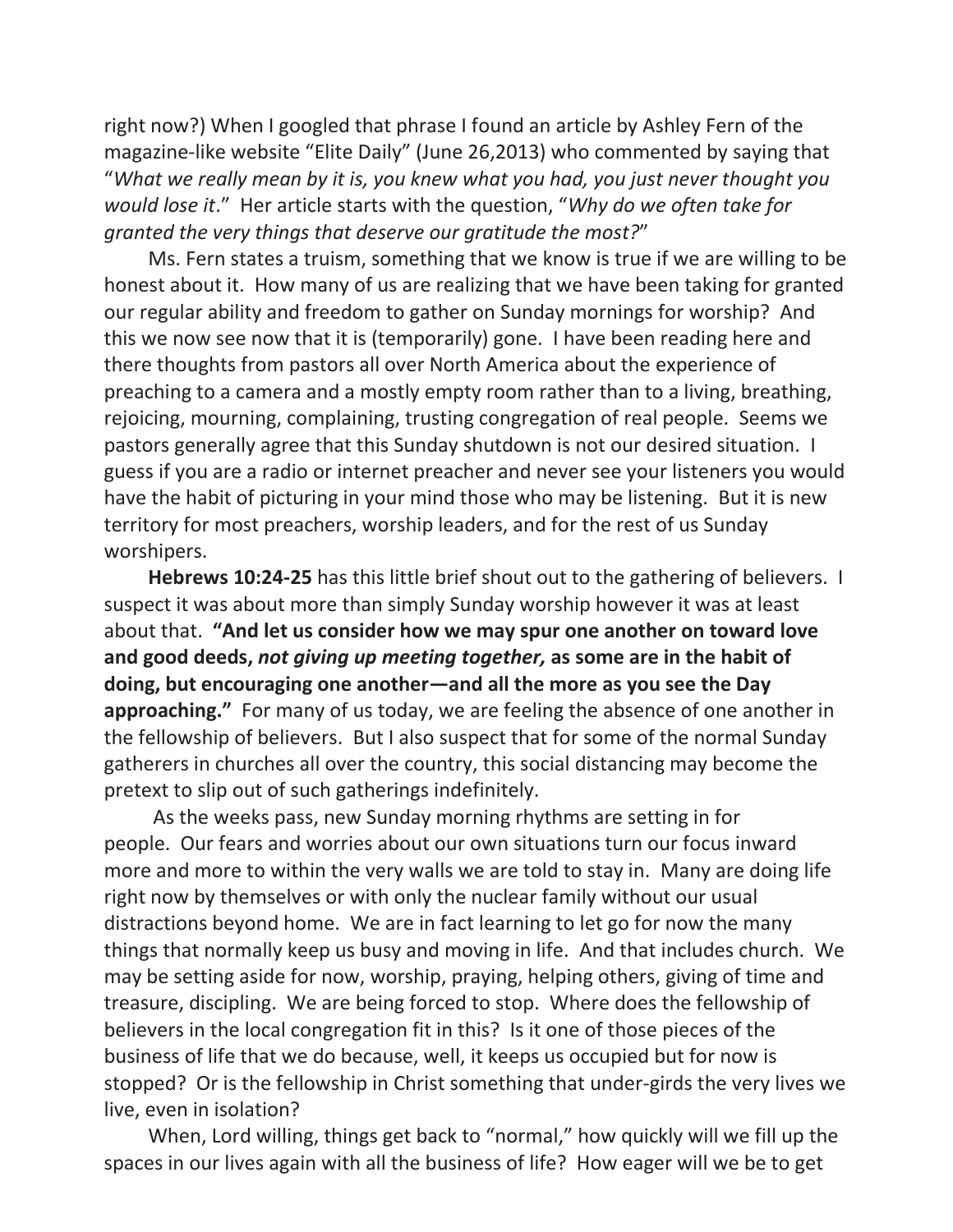right now?) When I googled that phrase I found an article by Ashley Fern of the magazine-like website "Elite Daily" (June 26,2013) who commented by saying that "*What we really mean by it is, you knew what you had, you just never thought you would lose it*." Her article starts with the question, "*Why do we often take for granted the very things that deserve our gratitude the most?*"

Ms. Fern states a truism, something that we know is true if we are willing to be honest about it. How many of us are realizing that we have been taking for granted our regular ability and freedom to gather on Sunday mornings for worship? And this we now see now that it is (temporarily) gone. I have been reading here and there thoughts from pastors all over North America about the experience of preaching to a camera and a mostly empty room rather than to a living, breathing, rejoicing, mourning, complaining, trusting congregation of real people. Seems we pastors generally agree that this Sunday shutdown is not our desired situation. I guess if you are a radio or internet preacher and never see your listeners you would have the habit of picturing in your mind those who may be listening. But it is new territory for most preachers, worship leaders, and for the rest of us Sunday worshipers.

**Hebrews 10:24-25** has this little brief shout out to the gathering of believers. I suspect it was about more than simply Sunday worship however it was at least about that. **"And let us consider how we may spur one another on toward love and good deeds, *not giving up meeting together,* as some are in the habit of doing, but encouraging one another—and all the more as you see the Day approaching."** For many of us today, we are feeling the absence of one another in the fellowship of believers. But I also suspect that for some of the normal Sunday gatherers in churches all over the country, this social distancing may become the pretext to slip out of such gatherings indefinitely.

As the weeks pass, new Sunday morning rhythms are setting in for people. Our fears and worries about our own situations turn our focus inward more and more to within the very walls we are told to stay in. Many are doing life right now by themselves or with only the nuclear family without our usual distractions beyond home. We are in fact learning to let go for now the many things that normally keep us busy and moving in life. And that includes church. We may be setting aside for now, worship, praying, helping others, giving of time and treasure, discipling. We are being forced to stop. Where does the fellowship of believers in the local congregation fit in this? Is it one of those pieces of the business of life that we do because, well, it keeps us occupied but for now is stopped? Or is the fellowship in Christ something that under-girds the very lives we live, even in isolation?

When, Lord willing, things get back to "normal," how quickly will we fill up the spaces in our lives again with all the business of life? How eager will we be to get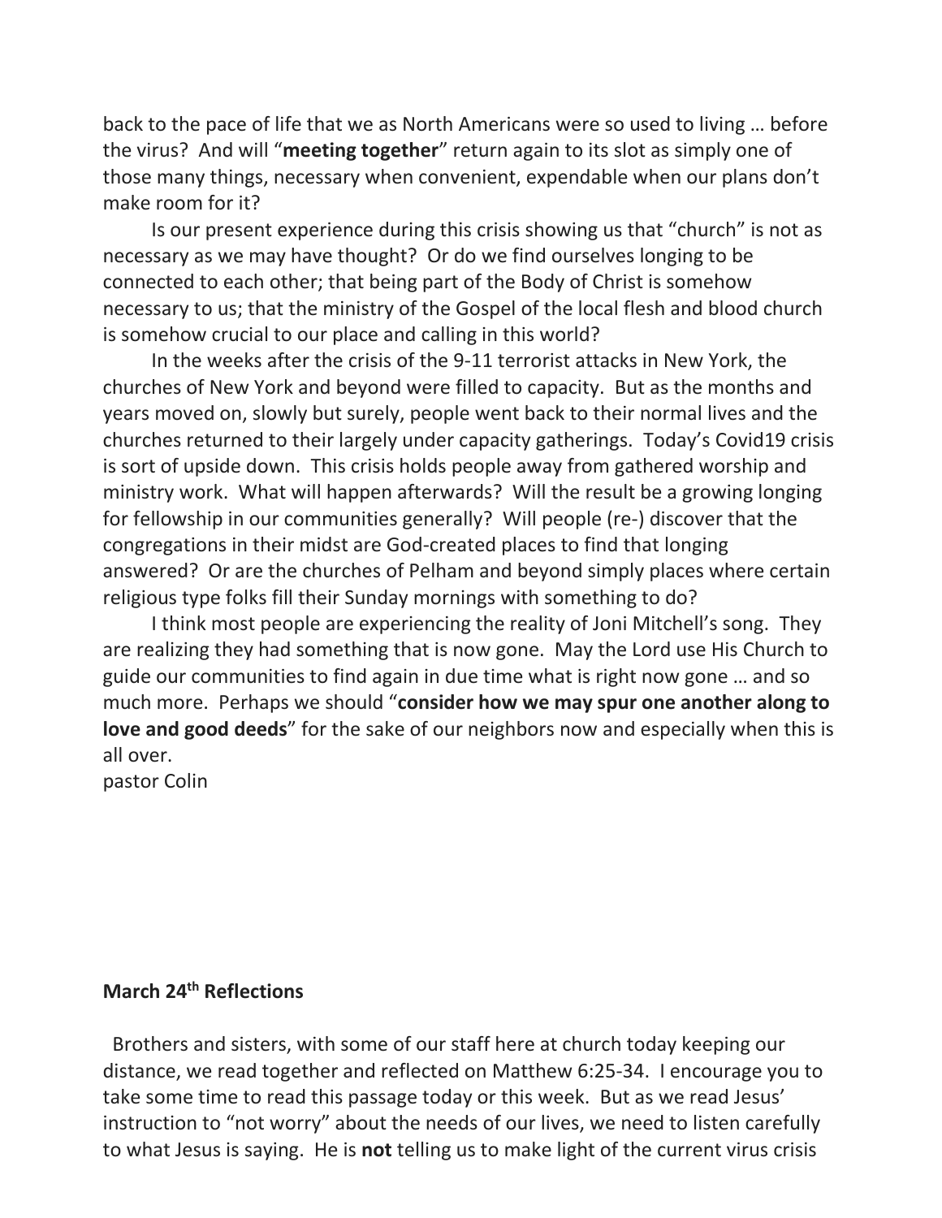back to the pace of life that we as North Americans were so used to living … before the virus? And will "**meeting together**" return again to its slot as simply one of those many things, necessary when convenient, expendable when our plans don't make room for it?

Is our present experience during this crisis showing us that "church" is not as necessary as we may have thought? Or do we find ourselves longing to be connected to each other; that being part of the Body of Christ is somehow necessary to us; that the ministry of the Gospel of the local flesh and blood church is somehow crucial to our place and calling in this world?

In the weeks after the crisis of the 9-11 terrorist attacks in New York, the churches of New York and beyond were filled to capacity. But as the months and years moved on, slowly but surely, people went back to their normal lives and the churches returned to their largely under capacity gatherings. Today's Covid19 crisis is sort of upside down. This crisis holds people away from gathered worship and ministry work. What will happen afterwards? Will the result be a growing longing for fellowship in our communities generally? Will people (re-) discover that the congregations in their midst are God-created places to find that longing answered? Or are the churches of Pelham and beyond simply places where certain religious type folks fill their Sunday mornings with something to do?

I think most people are experiencing the reality of Joni Mitchell's song. They are realizing they had something that is now gone. May the Lord use His Church to guide our communities to find again in due time what is right now gone … and so much more. Perhaps we should "**consider how we may spur one another along to love and good deeds**" for the sake of our neighbors now and especially when this is all over.

pastor Colin

**March 24th Reflections**

Brothers and sisters, with some of our staff here at church today keeping our distance, we read together and reflected on Matthew 6:25-34. I encourage you to take some time to read this passage today or this week. But as we read Jesus' instruction to "not worry" about the needs of our lives, we need to listen carefully to what Jesus is saying. He is **not** telling us to make light of the current virus crisis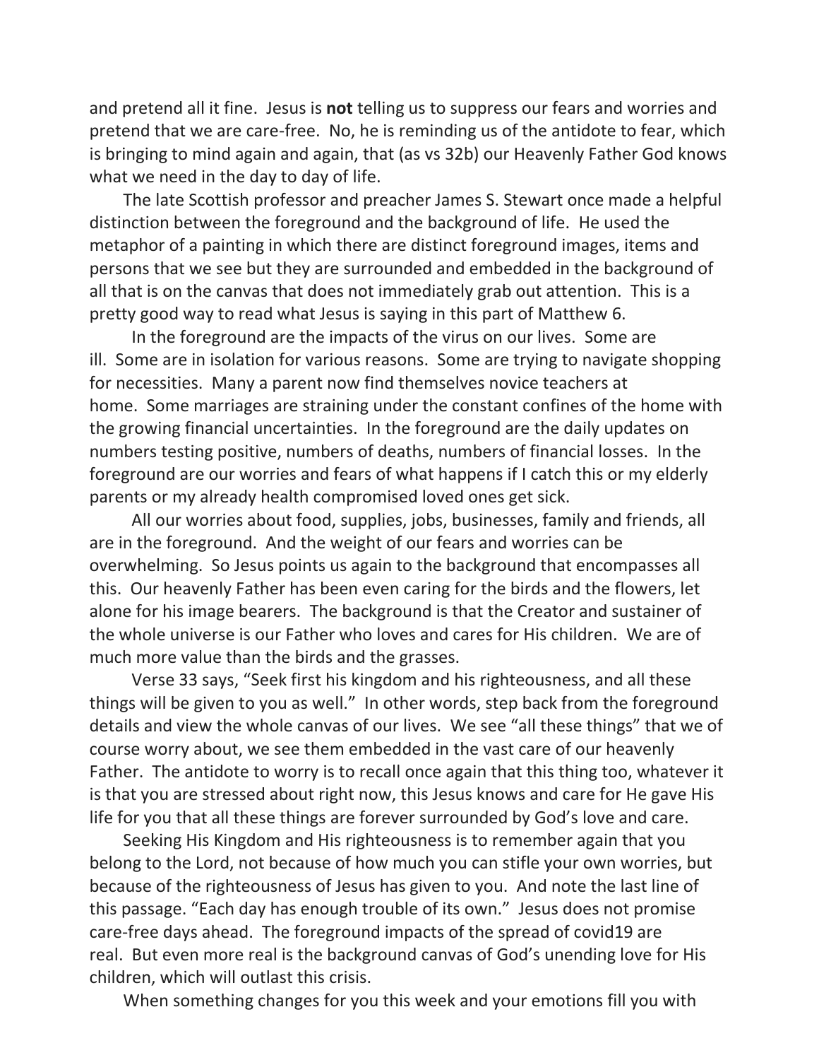and pretend all it fine. Jesus is **not** telling us to suppress our fears and worries and pretend that we are care-free. No, he is reminding us of the antidote to fear, which is bringing to mind again and again, that (as vs 32b) our Heavenly Father God knows what we need in the day to day of life.

The late Scottish professor and preacher James S. Stewart once made a helpful distinction between the foreground and the background of life. He used the metaphor of a painting in which there are distinct foreground images, items and persons that we see but they are surrounded and embedded in the background of all that is on the canvas that does not immediately grab out attention. This is a pretty good way to read what Jesus is saying in this part of Matthew 6.

In the foreground are the impacts of the virus on our lives. Some are ill. Some are in isolation for various reasons. Some are trying to navigate shopping for necessities. Many a parent now find themselves novice teachers at home. Some marriages are straining under the constant confines of the home with the growing financial uncertainties. In the foreground are the daily updates on numbers testing positive, numbers of deaths, numbers of financial losses. In the foreground are our worries and fears of what happens if I catch this or my elderly parents or my already health compromised loved ones get sick.

All our worries about food, supplies, jobs, businesses, family and friends, all are in the foreground. And the weight of our fears and worries can be overwhelming. So Jesus points us again to the background that encompasses all this. Our heavenly Father has been even caring for the birds and the flowers, let alone for his image bearers. The background is that the Creator and sustainer of the whole universe is our Father who loves and cares for His children. We are of much more value than the birds and the grasses.

Verse 33 says, "Seek first his kingdom and his righteousness, and all these things will be given to you as well." In other words, step back from the foreground details and view the whole canvas of our lives. We see "all these things" that we of course worry about, we see them embedded in the vast care of our heavenly Father. The antidote to worry is to recall once again that this thing too, whatever it is that you are stressed about right now, this Jesus knows and care for He gave His life for you that all these things are forever surrounded by God's love and care.

Seeking His Kingdom and His righteousness is to remember again that you belong to the Lord, not because of how much you can stifle your own worries, but because of the righteousness of Jesus has given to you. And note the last line of this passage. "Each day has enough trouble of its own." Jesus does not promise care-free days ahead. The foreground impacts of the spread of covid19 are real. But even more real is the background canvas of God's unending love for His children, which will outlast this crisis.

When something changes for you this week and your emotions fill you with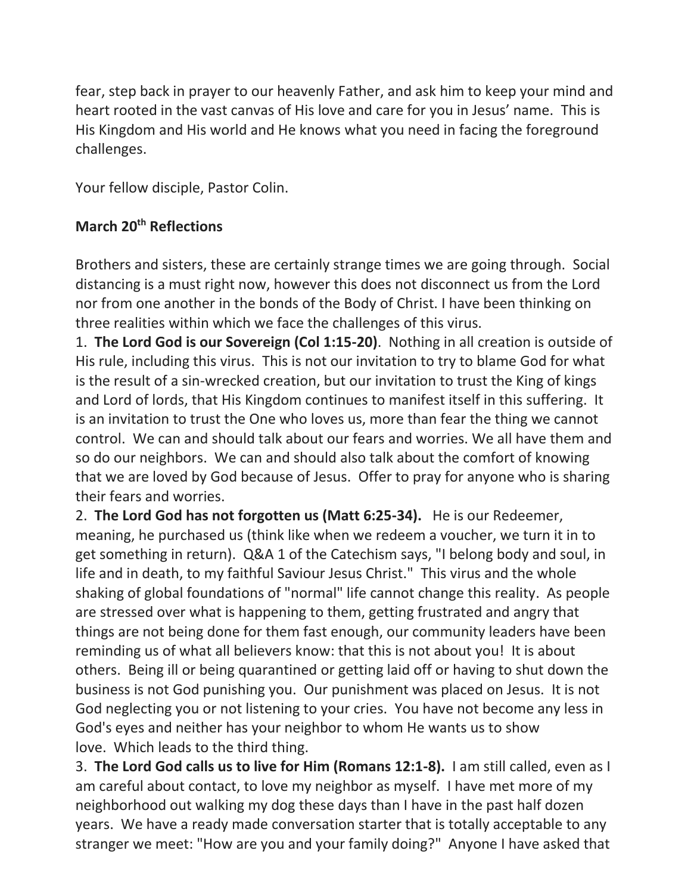fear, step back in prayer to our heavenly Father, and ask him to keep your mind and heart rooted in the vast canvas of His love and care for you in Jesus' name. This is His Kingdom and His world and He knows what you need in facing the foreground challenges.

Your fellow disciple, Pastor Colin.

**March 20th Reflections**

Brothers and sisters, these are certainly strange times we are going through. Social distancing is a must right now, however this does not disconnect us from the Lord nor from one another in the bonds of the Body of Christ. I have been thinking on three realities within which we face the challenges of this virus.

1. **The Lord God is our Sovereign (Col 1:15-20)**. Nothing in all creation is outside of His rule, including this virus. This is not our invitation to try to blame God for what is the result of a sin-wrecked creation, but our invitation to trust the King of kings and Lord of lords, that His Kingdom continues to manifest itself in this suffering. It is an invitation to trust the One who loves us, more than fear the thing we cannot control. We can and should talk about our fears and worries. We all have them and so do our neighbors. We can and should also talk about the comfort of knowing that we are loved by God because of Jesus. Offer to pray for anyone who is sharing their fears and worries.
2. **The Lord God has not forgotten us (Matt 6:25-34).** He is our Redeemer, meaning, he purchased us (think like when we redeem a voucher, we turn it in to get something in return). Q&A 1 of the Catechism says, "I belong body and soul, in life and in death, to my faithful Saviour Jesus Christ." This virus and the whole shaking of global foundations of "normal" life cannot change this reality. As people are stressed over what is happening to them, getting frustrated and angry that things are not being done for them fast enough, our community leaders have been reminding us of what all believers know: that this is not about you! It is about others. Being ill or being quarantined or getting laid off or having to shut down the business is not God punishing you. Our punishment was placed on Jesus. It is not God neglecting you or not listening to your cries. You have not become any less in God's eyes and neither has your neighbor to whom He wants us to show love. Which leads to the third thing.
3. **The Lord God calls us to live for Him (Romans 12:1-8).** I am still called, even as I am careful about contact, to love my neighbor as myself. I have met more of my neighborhood out walking my dog these days than I have in the past half dozen years. We have a ready made conversation starter that is totally acceptable to any stranger we meet: "How are you and your family doing?" Anyone I have asked that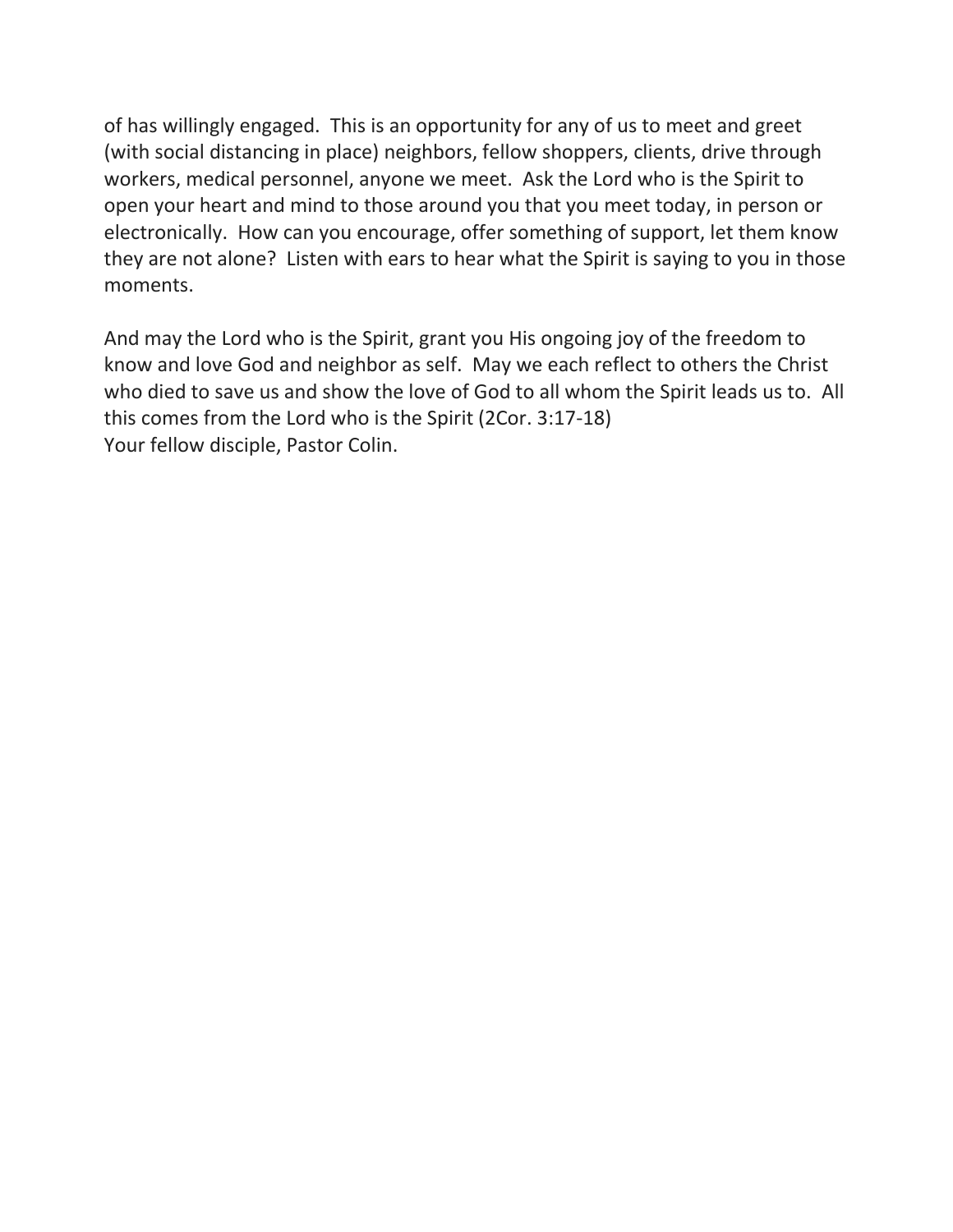of has willingly engaged. This is an opportunity for any of us to meet and greet (with social distancing in place) neighbors, fellow shoppers, clients, drive through workers, medical personnel, anyone we meet. Ask the Lord who is the Spirit to open your heart and mind to those around you that you meet today, in person or electronically. How can you encourage, offer something of support, let them know they are not alone? Listen with ears to hear what the Spirit is saying to you in those moments.

And may the Lord who is the Spirit, grant you His ongoing joy of the freedom to know and love God and neighbor as self. May we each reflect to others the Christ who died to save us and show the love of God to all whom the Spirit leads us to. All this comes from the Lord who is the Spirit (2Cor. 3:17-18)
Your fellow disciple, Pastor Colin.